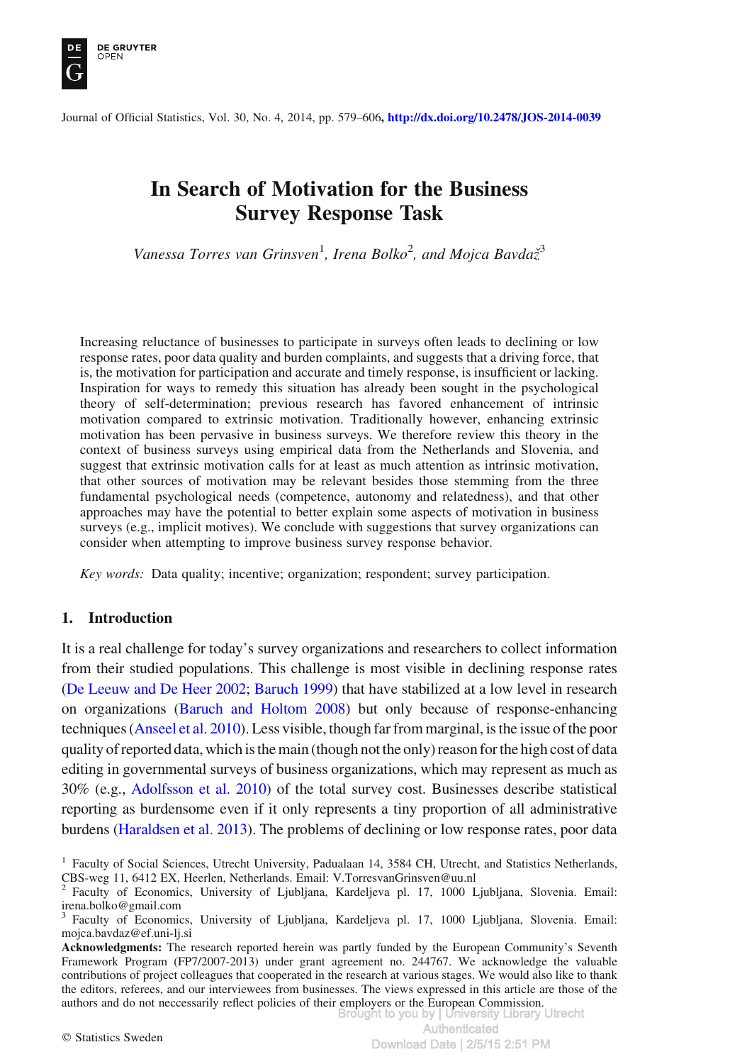# In Search of Motivation for the Business Survey Response Task

*Vanessa Torres van Grinsven*[1]*, Irena Bolko*[2]*, and Mojca Bavdaž*[3]

Increasing reluctance of businesses to participate in surveys often leads to declining or low response rates, poor data quality and burden complaints, and suggests that a driving force, that is, the motivation for participation and accurate and timely response, is insufficient or lacking. Inspiration for ways to remedy this situation has already been sought in the psychological theory of self-determination; previous research has favored enhancement of intrinsic motivation compared to extrinsic motivation. Traditionally however, enhancing extrinsic motivation has been pervasive in business surveys. We therefore review this theory in the context of business surveys using empirical data from the Netherlands and Slovenia, and suggest that extrinsic motivation calls for at least as much attention as intrinsic motivation, that other sources of motivation may be relevant besides those stemming from the three fundamental psychological needs (competence, autonomy and relatedness), and that other approaches may have the potential to better explain some aspects of motivation in business surveys (e.g., implicit motives). We conclude with suggestions that survey organizations can consider when attempting to improve business survey response behavior.

*Key words:* Data quality; incentive; organization; respondent; survey participation.

## 1. Introduction

It is a real challenge for today's survey organizations and researchers to collect information from their studied populations. This challenge is most visible in declining response rates (De Leeuw and De Heer 2002; Baruch 1999) that have stabilized at a low level in research on organizations (Baruch and Holtom 2008) but only because of response-enhancing techniques (Anseel et al. 2010). Less visible, though far from marginal, is the issue of the poor quality of reported data, which is the main (though not the only) reason for the high cost of data editing in governmental surveys of business organizations, which may represent as much as 30% (e.g., Adolfsson et al. 2010) of the total survey cost. Businesses describe statistical reporting as burdensome even if it only represents a tiny proportion of all administrative burdens (Haraldsen et al. 2013). The problems of declining or low response rates, poor data

[1] Faculty of Social Sciences, Utrecht University, Padualaan 14, 3584 CH, Utrecht, and Statistics Netherlands, CBS-weg 11, 6412 EX, Heerlen, Netherlands. Email: V.TorresvanGrinsven@uu.nl

[2] Faculty of Economics, University of Ljubljana, Kardeljeva pl. 17, 1000 Ljubljana, Slovenia. Email: irena.bolko@gmail.com

[3] Faculty of Economics, University of Ljubljana, Kardeljeva pl. 17, 1000 Ljubljana, Slovenia. Email: mojca.bavdaz@ef.uni-lj.si

**Acknowledgments:** The research reported herein was partly funded by the European Community's Seventh Framework Program (FP7/2007-2013) under grant agreement no. 244767. We acknowledge the valuable contributions of project colleagues that cooperated in the research at various stages. We would also like to thank the editors, referees, and our interviewees from businesses. The views expressed in this article are those of the authors and do not neccessarily reflect policies of their employers or the European Commission.

© Statistics Sweden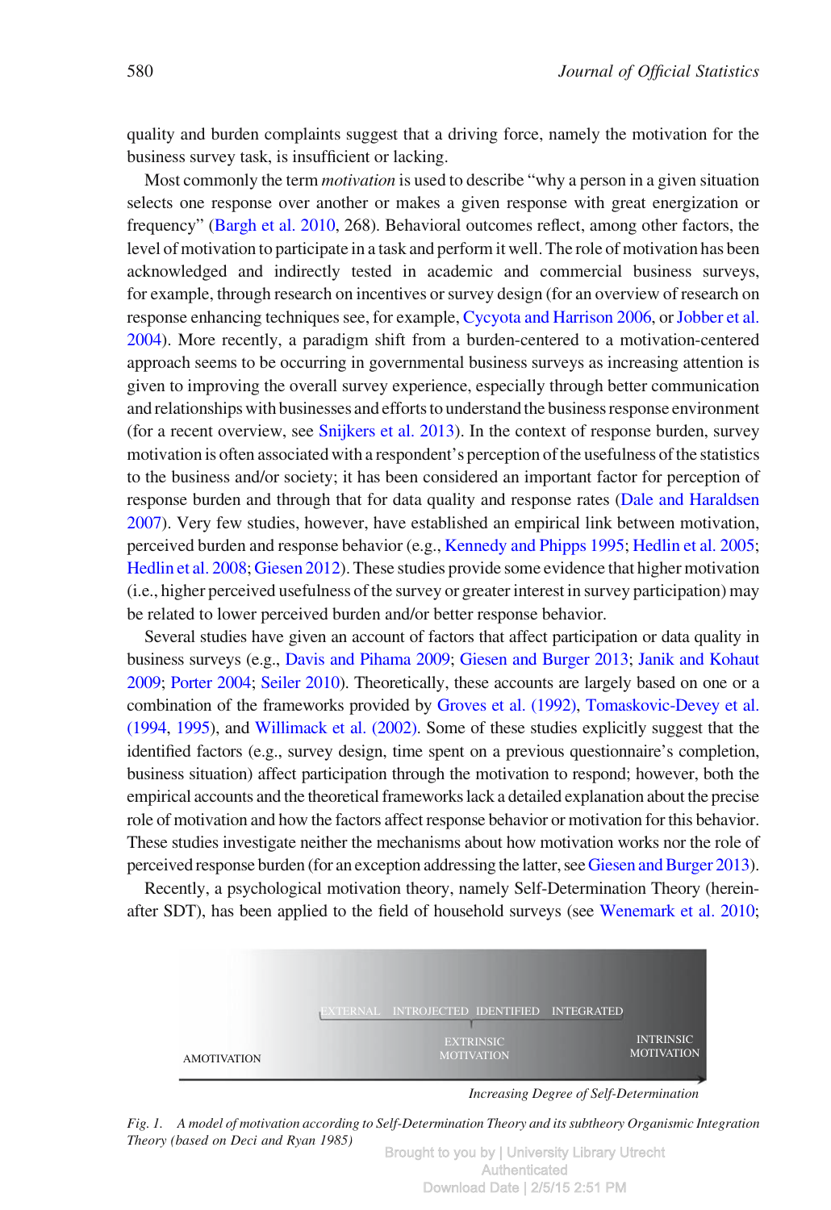quality and burden complaints suggest that a driving force, namely the motivation for the business survey task, is insufficient or lacking.

Most commonly the term *motivation* is used to describe "why a person in a given situation selects one response over another or makes a given response with great energization or frequency" (Bargh et al. 2010, 268). Behavioral outcomes reflect, among other factors, the level of motivation to participate in a task and perform it well. The role of motivation has been acknowledged and indirectly tested in academic and commercial business surveys, for example, through research on incentives or survey design (for an overview of research on response enhancing techniques see, for example, Cycyota and Harrison 2006, or Jobber et al. 2004). More recently, a paradigm shift from a burden-centered to a motivation-centered approach seems to be occurring in governmental business surveys as increasing attention is given to improving the overall survey experience, especially through better communication and relationships with businesses and efforts to understand the business response environment (for a recent overview, see Snijkers et al. 2013). In the context of response burden, survey motivation is often associated with a respondent's perception of the usefulness of the statistics to the business and/or society; it has been considered an important factor for perception of response burden and through that for data quality and response rates (Dale and Haraldsen 2007). Very few studies, however, have established an empirical link between motivation, perceived burden and response behavior (e.g., Kennedy and Phipps 1995; Hedlin et al. 2005; Hedlin et al. 2008; Giesen 2012). These studies provide some evidence that higher motivation (i.e., higher perceived usefulness of the survey or greater interest in survey participation) may be related to lower perceived burden and/or better response behavior.

Several studies have given an account of factors that affect participation or data quality in business surveys (e.g., Davis and Pihama 2009; Giesen and Burger 2013; Janik and Kohaut 2009; Porter 2004; Seiler 2010). Theoretically, these accounts are largely based on one or a combination of the frameworks provided by Groves et al. (1992), Tomaskovic-Devey et al. (1994, 1995), and Willimack et al. (2002). Some of these studies explicitly suggest that the identified factors (e.g., survey design, time spent on a previous questionnaire's completion, business situation) affect participation through the motivation to respond; however, both the empirical accounts and the theoretical frameworks lack a detailed explanation about the precise role of motivation and how the factors affect response behavior or motivation for this behavior. These studies investigate neither the mechanisms about how motivation works nor the role of perceived response burden (for an exception addressing the latter, see Giesen and Burger 2013).

Recently, a psychological motivation theory, namely Self-Determination Theory (hereinafter SDT), has been applied to the field of household surveys (see Wenemark et al. 2010;

*Fig. 1. A model of motivation according to Self-Determination Theory and its subtheory Organismic Integration Theory (based on Deci and Ryan 1985)*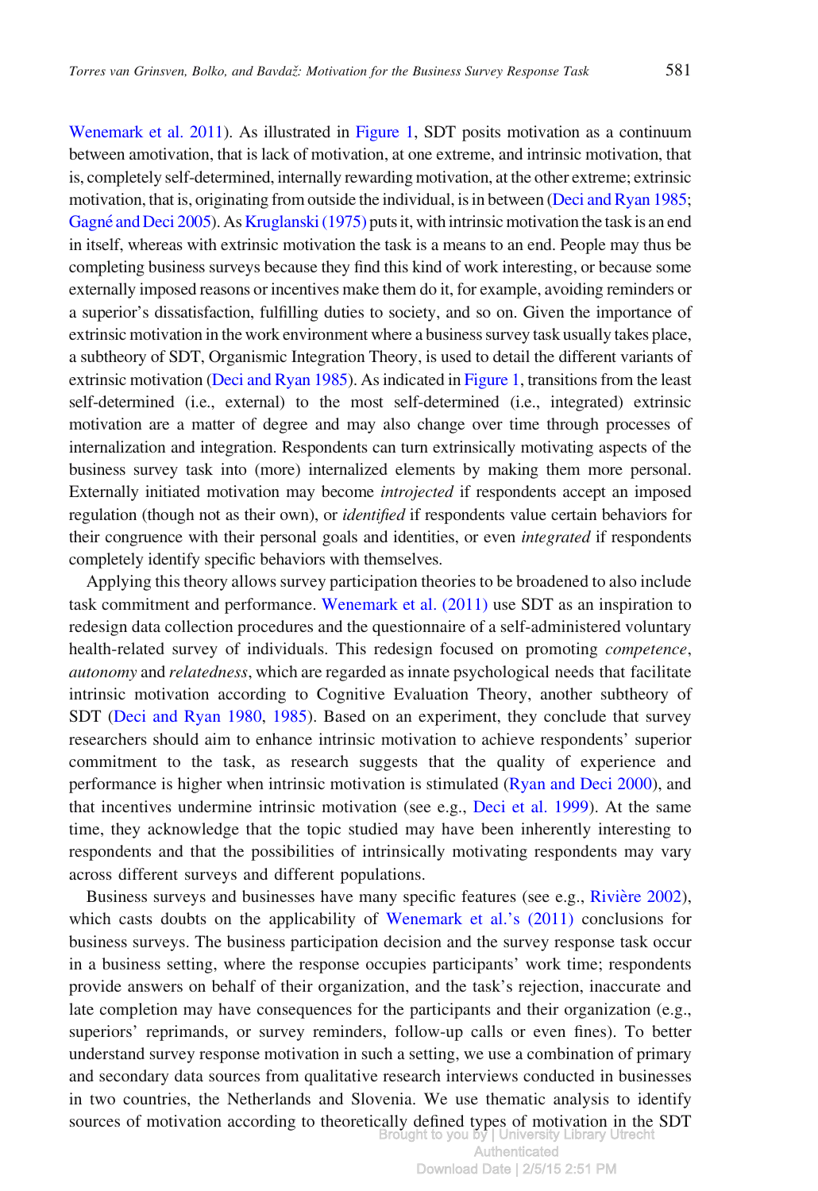Wenemark et al. 2011). As illustrated in Figure 1, SDT posits motivation as a continuum between amotivation, that is lack of motivation, at one extreme, and intrinsic motivation, that is, completely self-determined, internally rewarding motivation, at the other extreme; extrinsic motivation, that is, originating from outside the individual, is in between (Deci and Ryan 1985; Gagné and Deci 2005). As Kruglanski (1975) puts it, with intrinsic motivation the task is an end in itself, whereas with extrinsic motivation the task is a means to an end. People may thus be completing business surveys because they find this kind of work interesting, or because some externally imposed reasons or incentives make them do it, for example, avoiding reminders or a superior's dissatisfaction, fulfilling duties to society, and so on. Given the importance of extrinsic motivation in the work environment where a business survey task usually takes place, a subtheory of SDT, Organismic Integration Theory, is used to detail the different variants of extrinsic motivation (Deci and Ryan 1985). As indicated in Figure 1, transitions from the least self-determined (i.e., external) to the most self-determined (i.e., integrated) extrinsic motivation are a matter of degree and may also change over time through processes of internalization and integration. Respondents can turn extrinsically motivating aspects of the business survey task into (more) internalized elements by making them more personal. Externally initiated motivation may become *introjected* if respondents accept an imposed regulation (though not as their own), or *identified* if respondents value certain behaviors for their congruence with their personal goals and identities, or even *integrated* if respondents completely identify specific behaviors with themselves.

Applying this theory allows survey participation theories to be broadened to also include task commitment and performance. Wenemark et al. (2011) use SDT as an inspiration to redesign data collection procedures and the questionnaire of a self-administered voluntary health-related survey of individuals. This redesign focused on promoting *competence*, *autonomy* and *relatedness*, which are regarded as innate psychological needs that facilitate intrinsic motivation according to Cognitive Evaluation Theory, another subtheory of SDT (Deci and Ryan 1980, 1985). Based on an experiment, they conclude that survey researchers should aim to enhance intrinsic motivation to achieve respondents' superior commitment to the task, as research suggests that the quality of experience and performance is higher when intrinsic motivation is stimulated (Ryan and Deci 2000), and that incentives undermine intrinsic motivation (see e.g., Deci et al. 1999). At the same time, they acknowledge that the topic studied may have been inherently interesting to respondents and that the possibilities of intrinsically motivating respondents may vary across different surveys and different populations.

Business surveys and businesses have many specific features (see e.g., Rivière 2002), which casts doubts on the applicability of Wenemark et al.'s (2011) conclusions for business surveys. The business participation decision and the survey response task occur in a business setting, where the response occupies participants' work time; respondents provide answers on behalf of their organization, and the task's rejection, inaccurate and late completion may have consequences for the participants and their organization (e.g., superiors' reprimands, or survey reminders, follow-up calls or even fines). To better understand survey response motivation in such a setting, we use a combination of primary and secondary data sources from qualitative research interviews conducted in businesses in two countries, the Netherlands and Slovenia. We use thematic analysis to identify sources of motivation according to theoretically defined types of motivation in the SDT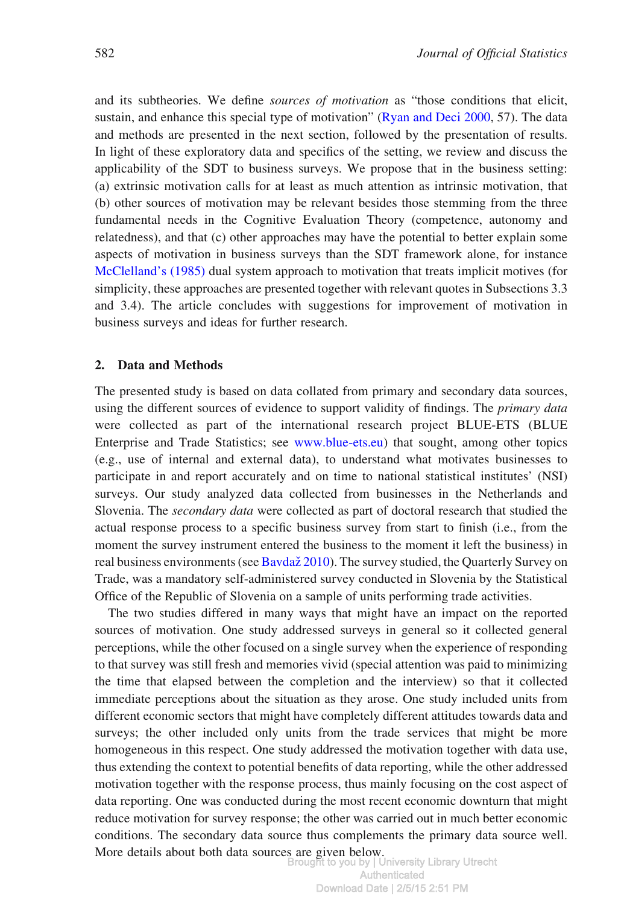and its subtheories. We define *sources of motivation* as "those conditions that elicit, sustain, and enhance this special type of motivation" (Ryan and Deci 2000, 57). The data and methods are presented in the next section, followed by the presentation of results. In light of these exploratory data and specifics of the setting, we review and discuss the applicability of the SDT to business surveys. We propose that in the business setting: (a) extrinsic motivation calls for at least as much attention as intrinsic motivation, that (b) other sources of motivation may be relevant besides those stemming from the three fundamental needs in the Cognitive Evaluation Theory (competence, autonomy and relatedness), and that (c) other approaches may have the potential to better explain some aspects of motivation in business surveys than the SDT framework alone, for instance McClelland's (1985) dual system approach to motivation that treats implicit motives (for simplicity, these approaches are presented together with relevant quotes in Subsections 3.3 and 3.4). The article concludes with suggestions for improvement of motivation in business surveys and ideas for further research.

## 2. Data and Methods

The presented study is based on data collated from primary and secondary data sources, using the different sources of evidence to support validity of findings. The *primary data* were collected as part of the international research project BLUE-ETS (BLUE Enterprise and Trade Statistics; see www.blue-ets.eu) that sought, among other topics (e.g., use of internal and external data), to understand what motivates businesses to participate in and report accurately and on time to national statistical institutes' (NSI) surveys. Our study analyzed data collected from businesses in the Netherlands and Slovenia. The *secondary data* were collected as part of doctoral research that studied the actual response process to a specific business survey from start to finish (i.e., from the moment the survey instrument entered the business to the moment it left the business) in real business environments (see Bavdaž 2010). The survey studied, the Quarterly Survey on Trade, was a mandatory self-administered survey conducted in Slovenia by the Statistical Office of the Republic of Slovenia on a sample of units performing trade activities.

The two studies differed in many ways that might have an impact on the reported sources of motivation. One study addressed surveys in general so it collected general perceptions, while the other focused on a single survey when the experience of responding to that survey was still fresh and memories vivid (special attention was paid to minimizing the time that elapsed between the completion and the interview) so that it collected immediate perceptions about the situation as they arose. One study included units from different economic sectors that might have completely different attitudes towards data and surveys; the other included only units from the trade services that might be more homogeneous in this respect. One study addressed the motivation together with data use, thus extending the context to potential benefits of data reporting, while the other addressed motivation together with the response process, thus mainly focusing on the cost aspect of data reporting. One was conducted during the most recent economic downturn that might reduce motivation for survey response; the other was carried out in much better economic conditions. The secondary data source thus complements the primary data source well. More details about both data sources are given below.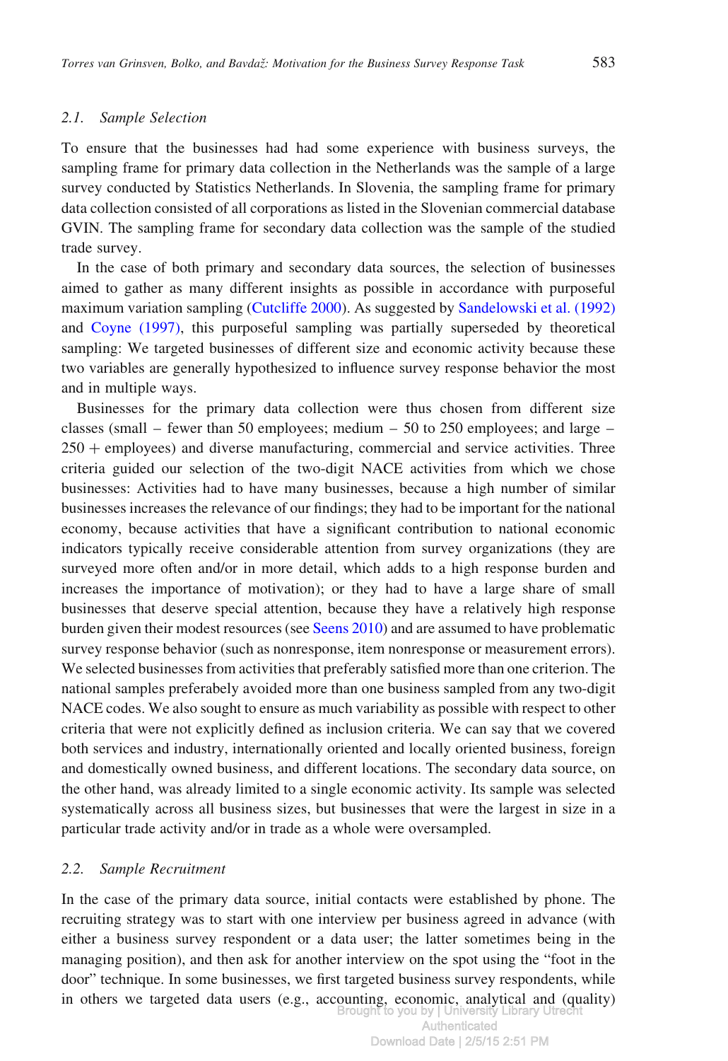### 2.1. Sample Selection

To ensure that the businesses had had some experience with business surveys, the sampling frame for primary data collection in the Netherlands was the sample of a large survey conducted by Statistics Netherlands. In Slovenia, the sampling frame for primary data collection consisted of all corporations as listed in the Slovenian commercial database GVIN. The sampling frame for secondary data collection was the sample of the studied trade survey.

In the case of both primary and secondary data sources, the selection of businesses aimed to gather as many different insights as possible in accordance with purposeful maximum variation sampling (Cutcliffe 2000). As suggested by Sandelowski et al. (1992) and Coyne (1997), this purposeful sampling was partially superseded by theoretical sampling: We targeted businesses of different size and economic activity because these two variables are generally hypothesized to influence survey response behavior the most and in multiple ways.

Businesses for the primary data collection were thus chosen from different size classes (small – fewer than 50 employees; medium – 50 to 250 employees; and large – 250 + employees) and diverse manufacturing, commercial and service activities. Three criteria guided our selection of the two-digit NACE activities from which we chose businesses: Activities had to have many businesses, because a high number of similar businesses increases the relevance of our findings; they had to be important for the national economy, because activities that have a significant contribution to national economic indicators typically receive considerable attention from survey organizations (they are surveyed more often and/or in more detail, which adds to a high response burden and increases the importance of motivation); or they had to have a large share of small businesses that deserve special attention, because they have a relatively high response burden given their modest resources (see Seens 2010) and are assumed to have problematic survey response behavior (such as nonresponse, item nonresponse or measurement errors). We selected businesses from activities that preferably satisfied more than one criterion. The national samples preferably avoided more than one business sampled from any two-digit NACE codes. We also sought to ensure as much variability as possible with respect to other criteria that were not explicitly defined as inclusion criteria. We can say that we covered both services and industry, internationally oriented and locally oriented business, foreign and domestically owned business, and different locations. The secondary data source, on the other hand, was already limited to a single economic activity. Its sample was selected systematically across all business sizes, but businesses that were the largest in size in a particular trade activity and/or in trade as a whole were oversampled.

### 2.2. Sample Recruitment

In the case of the primary data source, initial contacts were established by phone. The recruiting strategy was to start with one interview per business agreed in advance (with either a business survey respondent or a data user; the latter sometimes being in the managing position), and then ask for another interview on the spot using the "foot in the door" technique. In some businesses, we first targeted business survey respondents, while in others we targeted data users (e.g., accounting, economic, analytical and (quality)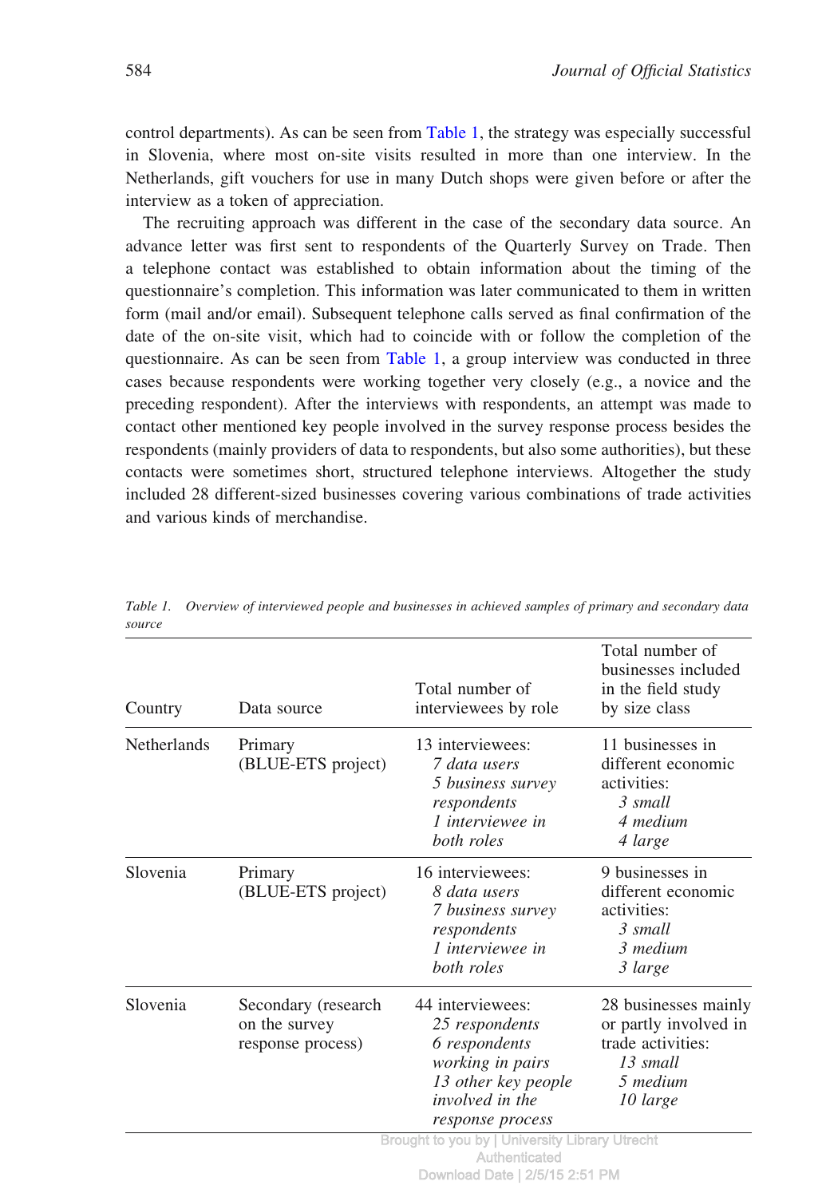control departments). As can be seen from Table 1, the strategy was especially successful in Slovenia, where most on-site visits resulted in more than one interview. In the Netherlands, gift vouchers for use in many Dutch shops were given before or after the interview as a token of appreciation.

The recruiting approach was different in the case of the secondary data source. An advance letter was first sent to respondents of the Quarterly Survey on Trade. Then a telephone contact was established to obtain information about the timing of the questionnaire's completion. This information was later communicated to them in written form (mail and/or email). Subsequent telephone calls served as final confirmation of the date of the on-site visit, which had to coincide with or follow the completion of the questionnaire. As can be seen from Table 1, a group interview was conducted in three cases because respondents were working together very closely (e.g., a novice and the preceding respondent). After the interviews with respondents, an attempt was made to contact other mentioned key people involved in the survey response process besides the respondents (mainly providers of data to respondents, but also some authorities), but these contacts were sometimes short, structured telephone interviews. Altogether the study included 28 different-sized businesses covering various combinations of trade activities and various kinds of merchandise.

*Table 1. Overview of interviewed people and businesses in achieved samples of primary and secondary data source*

| Country | Data source | Total number of interviewees by role | Total number of businesses included in the field study by size class |
|---|---|---|---|
| Netherlands | Primary (BLUE-ETS project) | 13 interviewees: *7 data users* *5 business survey respondents* *1 interviewee in both roles* | 11 businesses in different economic activities: *3 small* *4 medium* *4 large* |
| Slovenia | Primary (BLUE-ETS project) | 16 interviewees: *8 data users* *7 business survey respondents* *1 interviewee in both roles* | 9 businesses in different economic activities: *3 small* *3 medium* *3 large* |
| Slovenia | Secondary (research on the survey response process) | 44 interviewees: *25 respondents* *6 respondents working in pairs* *13 other key people involved in the response process* | 28 businesses mainly or partly involved in trade activities: *13 small* *5 medium* *10 large* |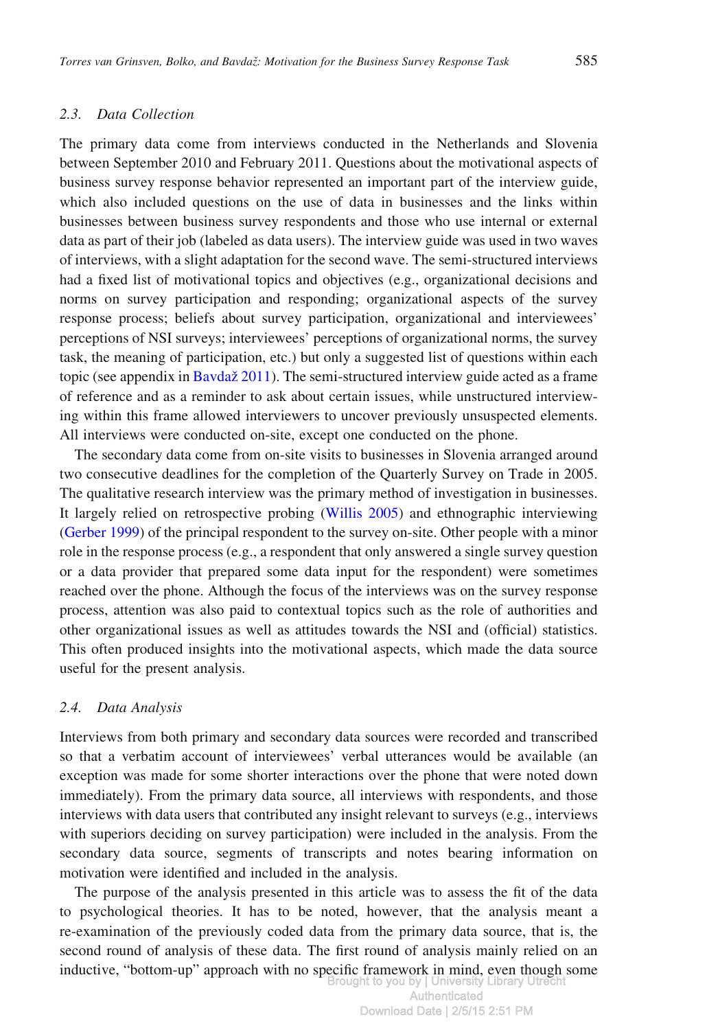### 2.3. Data Collection

The primary data come from interviews conducted in the Netherlands and Slovenia between September 2010 and February 2011. Questions about the motivational aspects of business survey response behavior represented an important part of the interview guide, which also included questions on the use of data in businesses and the links within businesses between business survey respondents and those who use internal or external data as part of their job (labeled as data users). The interview guide was used in two waves of interviews, with a slight adaptation for the second wave. The semi-structured interviews had a fixed list of motivational topics and objectives (e.g., organizational decisions and norms on survey participation and responding; organizational aspects of the survey response process; beliefs about survey participation, organizational and interviewees' perceptions of NSI surveys; interviewees' perceptions of organizational norms, the survey task, the meaning of participation, etc.) but only a suggested list of questions within each topic (see appendix in Bavdaž 2011). The semi-structured interview guide acted as a frame of reference and as a reminder to ask about certain issues, while unstructured interviewing within this frame allowed interviewers to uncover previously unsuspected elements. All interviews were conducted on-site, except one conducted on the phone.

The secondary data come from on-site visits to businesses in Slovenia arranged around two consecutive deadlines for the completion of the Quarterly Survey on Trade in 2005. The qualitative research interview was the primary method of investigation in businesses. It largely relied on retrospective probing (Willis 2005) and ethnographic interviewing (Gerber 1999) of the principal respondent to the survey on-site. Other people with a minor role in the response process (e.g., a respondent that only answered a single survey question or a data provider that prepared some data input for the respondent) were sometimes reached over the phone. Although the focus of the interviews was on the survey response process, attention was also paid to contextual topics such as the role of authorities and other organizational issues as well as attitudes towards the NSI and (official) statistics. This often produced insights into the motivational aspects, which made the data source useful for the present analysis.

### 2.4. Data Analysis

Interviews from both primary and secondary data sources were recorded and transcribed so that a verbatim account of interviewees' verbal utterances would be available (an exception was made for some shorter interactions over the phone that were noted down immediately). From the primary data source, all interviews with respondents, and those interviews with data users that contributed any insight relevant to surveys (e.g., interviews with superiors deciding on survey participation) were included in the analysis. From the secondary data source, segments of transcripts and notes bearing information on motivation were identified and included in the analysis.

The purpose of the analysis presented in this article was to assess the fit of the data to psychological theories. It has to be noted, however, that the analysis meant a re-examination of the previously coded data from the primary data source, that is, the second round of analysis of these data. The first round of analysis mainly relied on an inductive, "bottom-up" approach with no specific framework in mind, even though some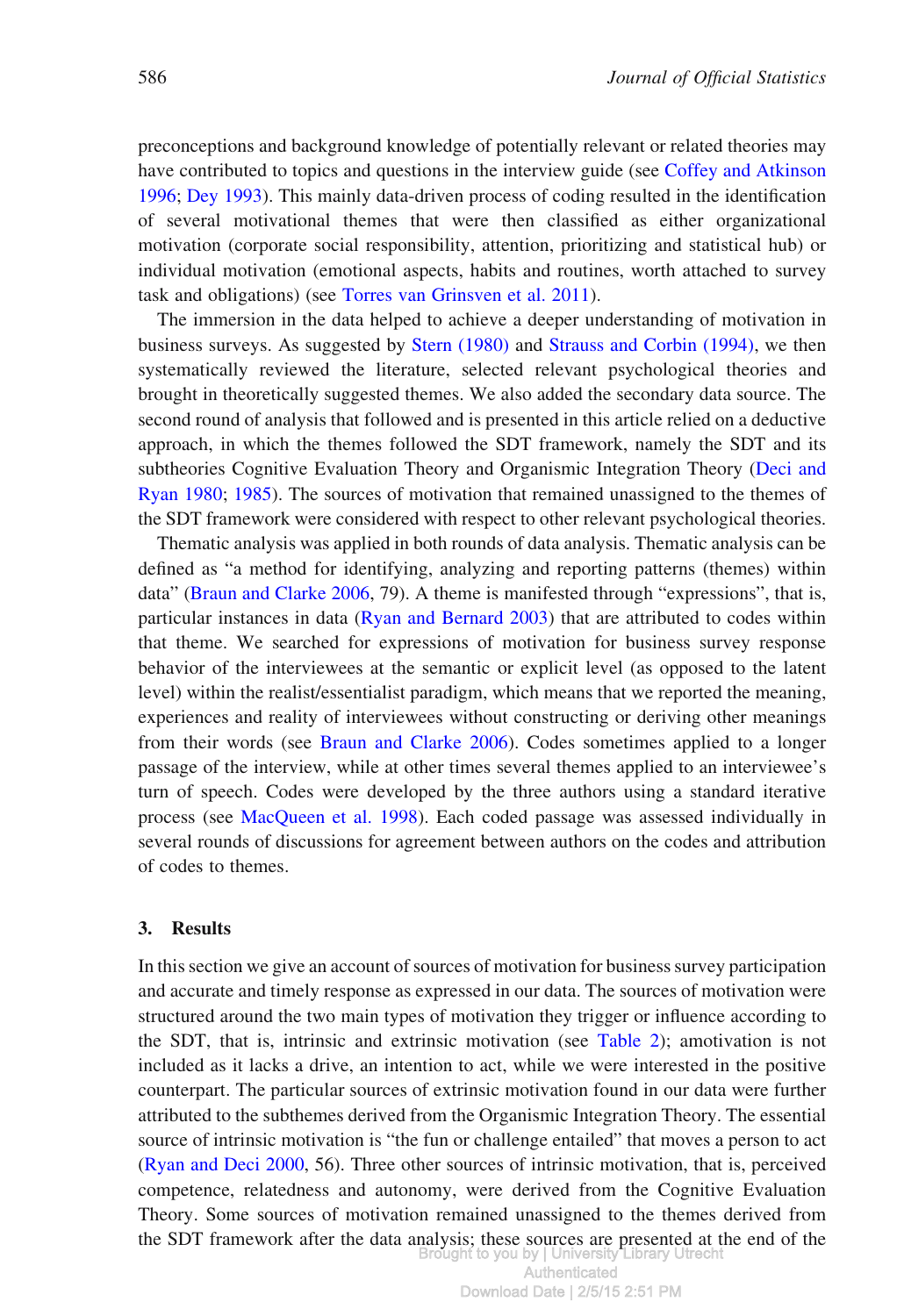preconceptions and background knowledge of potentially relevant or related theories may have contributed to topics and questions in the interview guide (see Coffey and Atkinson 1996; Dey 1993). This mainly data-driven process of coding resulted in the identification of several motivational themes that were then classified as either organizational motivation (corporate social responsibility, attention, prioritizing and statistical hub) or individual motivation (emotional aspects, habits and routines, worth attached to survey task and obligations) (see Torres van Grinsven et al. 2011).

The immersion in the data helped to achieve a deeper understanding of motivation in business surveys. As suggested by Stern (1980) and Strauss and Corbin (1994), we then systematically reviewed the literature, selected relevant psychological theories and brought in theoretically suggested themes. We also added the secondary data source. The second round of analysis that followed and is presented in this article relied on a deductive approach, in which the themes followed the SDT framework, namely the SDT and its subtheories Cognitive Evaluation Theory and Organismic Integration Theory (Deci and Ryan 1980; 1985). The sources of motivation that remained unassigned to the themes of the SDT framework were considered with respect to other relevant psychological theories.

Thematic analysis was applied in both rounds of data analysis. Thematic analysis can be defined as "a method for identifying, analyzing and reporting patterns (themes) within data" (Braun and Clarke 2006, 79). A theme is manifested through "expressions", that is, particular instances in data (Ryan and Bernard 2003) that are attributed to codes within that theme. We searched for expressions of motivation for business survey response behavior of the interviewees at the semantic or explicit level (as opposed to the latent level) within the realist/essentialist paradigm, which means that we reported the meaning, experiences and reality of interviewees without constructing or deriving other meanings from their words (see Braun and Clarke 2006). Codes sometimes applied to a longer passage of the interview, while at other times several themes applied to an interviewee's turn of speech. Codes were developed by the three authors using a standard iterative process (see MacQueen et al. 1998). Each coded passage was assessed individually in several rounds of discussions for agreement between authors on the codes and attribution of codes to themes.

## 3. Results

In this section we give an account of sources of motivation for business survey participation and accurate and timely response as expressed in our data. The sources of motivation were structured around the two main types of motivation they trigger or influence according to the SDT, that is, intrinsic and extrinsic motivation (see Table 2); amotivation is not included as it lacks a drive, an intention to act, while we were interested in the positive counterpart. The particular sources of extrinsic motivation found in our data were further attributed to the subthemes derived from the Organismic Integration Theory. The essential source of intrinsic motivation is "the fun or challenge entailed" that moves a person to act (Ryan and Deci 2000, 56). Three other sources of intrinsic motivation, that is, perceived competence, relatedness and autonomy, were derived from the Cognitive Evaluation Theory. Some sources of motivation remained unassigned to the themes derived from the SDT framework after the data analysis; these sources are presented at the end of the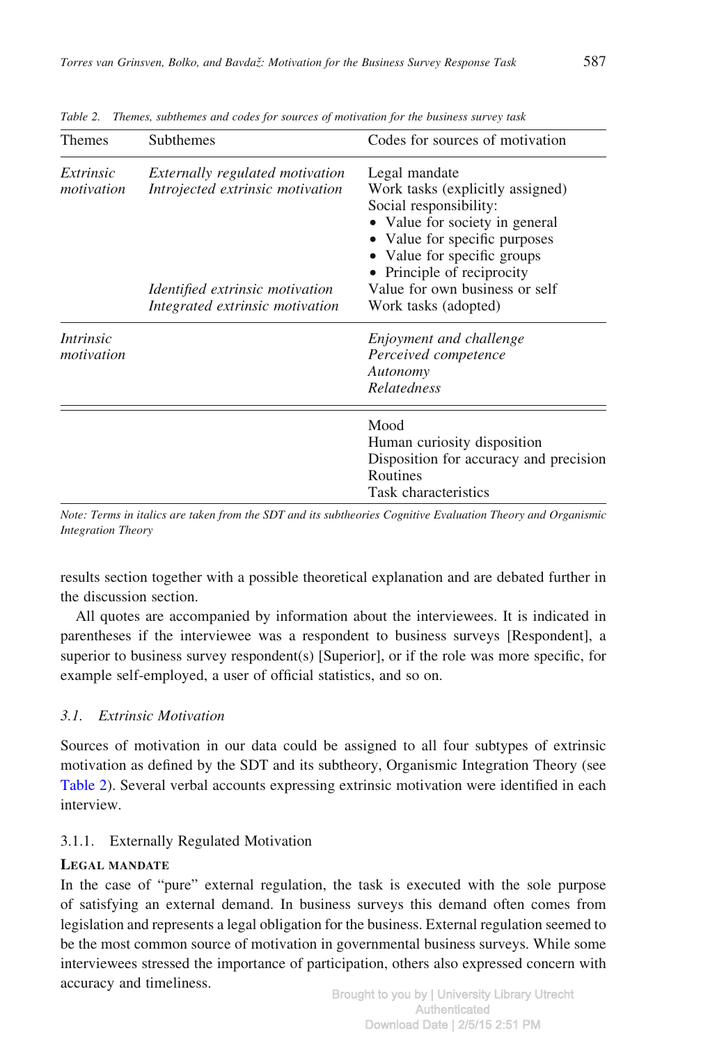Table 2. Themes, subthemes and codes for sources of motivation for the business survey task

| Themes | Subthemes | Codes for sources of motivation |
|---|---|---|
| *Extrinsic motivation* | *Externally regulated motivation* | Legal mandate |
| | *Introjected extrinsic motivation* | Work tasks (explicitly assigned) |
| | | Social responsibility: |
| | | • Value for society in general |
| | | • Value for specific purposes |
| | | • Value for specific groups |
| | | • Principle of reciprocity |
| | *Identified extrinsic motivation* | Value for own business or self |
| | *Integrated extrinsic motivation* | Work tasks (adopted) |
| *Intrinsic motivation* | | *Enjoyment and challenge* |
| | | *Perceived competence* |
| | | *Autonomy* |
| | | *Relatedness* |
| | | Mood |
| | | Human curiosity disposition |
| | | Disposition for accuracy and precision |
| | | Routines |
| | | Task characteristics |

*Note: Terms in italics are taken from the SDT and its subtheories Cognitive Evaluation Theory and Organismic Integration Theory*

results section together with a possible theoretical explanation and are debated further in the discussion section.

All quotes are accompanied by information about the interviewees. It is indicated in parentheses if the interviewee was a respondent to business surveys [Respondent], a superior to business survey respondent(s) [Superior], or if the role was more specific, for example self-employed, a user of official statistics, and so on.

### 3.1. Extrinsic Motivation

Sources of motivation in our data could be assigned to all four subtypes of extrinsic motivation as defined by the SDT and its subtheory, Organismic Integration Theory (see Table 2). Several verbal accounts expressing extrinsic motivation were identified in each interview.

#### 3.1.1. Externally Regulated Motivation

**Legal mandate**

In the case of "pure" external regulation, the task is executed with the sole purpose of satisfying an external demand. In business surveys this demand often comes from legislation and represents a legal obligation for the business. External regulation seemed to be the most common source of motivation in governmental business surveys. While some interviewees stressed the importance of participation, others also expressed concern with accuracy and timeliness.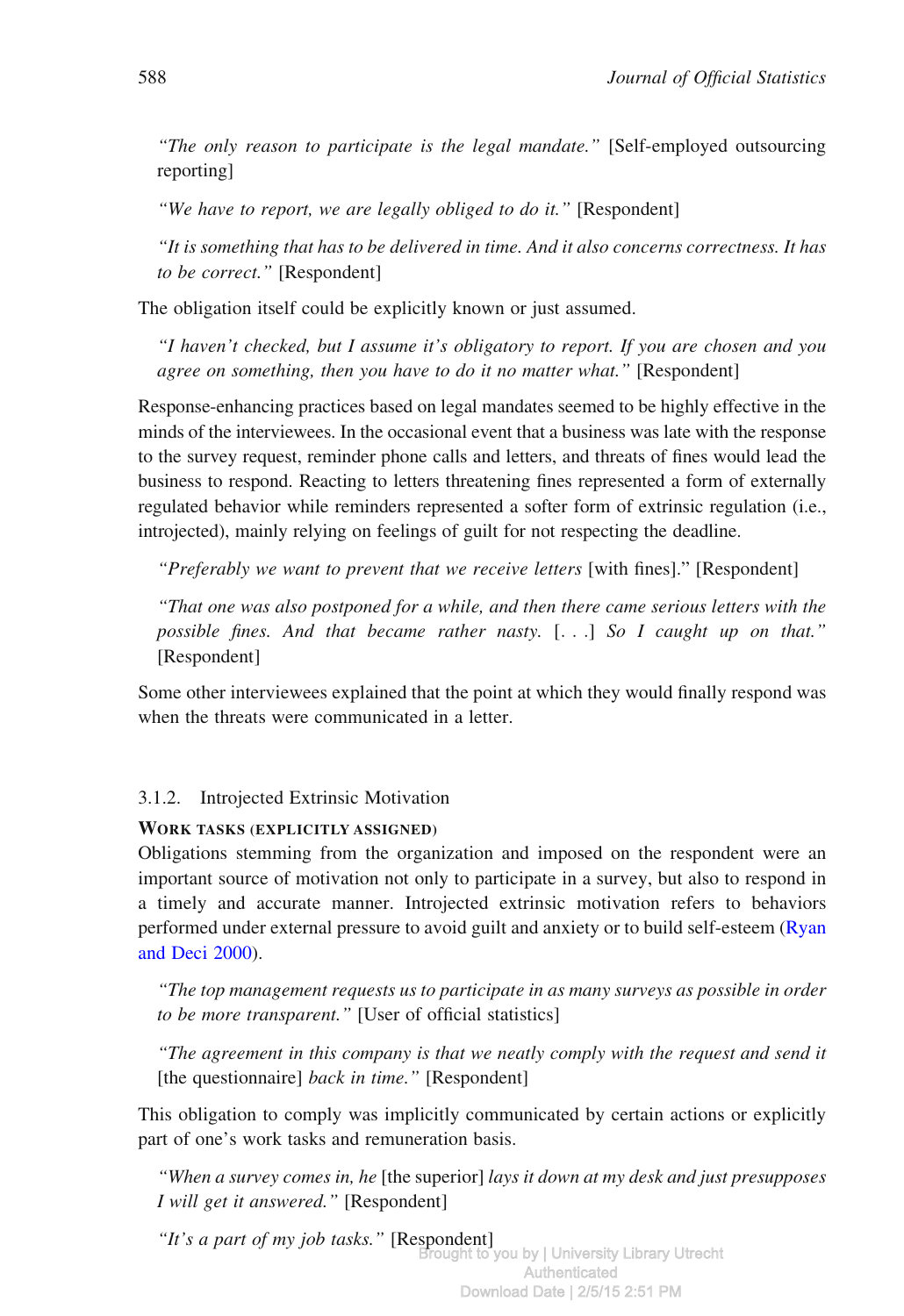*"The only reason to participate is the legal mandate."* [Self-employed outsourcing reporting]

*"We have to report, we are legally obliged to do it."* [Respondent]

*"It is something that has to be delivered in time. And it also concerns correctness. It has to be correct."* [Respondent]

The obligation itself could be explicitly known or just assumed.

*"I haven't checked, but I assume it's obligatory to report. If you are chosen and you agree on something, then you have to do it no matter what."* [Respondent]

Response-enhancing practices based on legal mandates seemed to be highly effective in the minds of the interviewees. In the occasional event that a business was late with the response to the survey request, reminder phone calls and letters, and threats of fines would lead the business to respond. Reacting to letters threatening fines represented a form of externally regulated behavior while reminders represented a softer form of extrinsic regulation (i.e., introjected), mainly relying on feelings of guilt for not respecting the deadline.

*"Preferably we want to prevent that we receive letters* [with fines]." [Respondent]

*"That one was also postponed for a while, and then there came serious letters with the possible fines. And that became rather nasty.* [. . .] *So I caught up on that."* [Respondent]

Some other interviewees explained that the point at which they would finally respond was when the threats were communicated in a letter.

### 3.1.2. Introjected Extrinsic Motivation

**Work tasks (explicitly assigned)**

Obligations stemming from the organization and imposed on the respondent were an important source of motivation not only to participate in a survey, but also to respond in a timely and accurate manner. Introjected extrinsic motivation refers to behaviors performed under external pressure to avoid guilt and anxiety or to build self-esteem (Ryan and Deci 2000).

*"The top management requests us to participate in as many surveys as possible in order to be more transparent."* [User of official statistics]

*"The agreement in this company is that we neatly comply with the request and send it* [the questionnaire] *back in time."* [Respondent]

This obligation to comply was implicitly communicated by certain actions or explicitly part of one's work tasks and remuneration basis.

*"When a survey comes in, he* [the superior] *lays it down at my desk and just presupposes I will get it answered."* [Respondent]

*"It's a part of my job tasks."* [Respondent]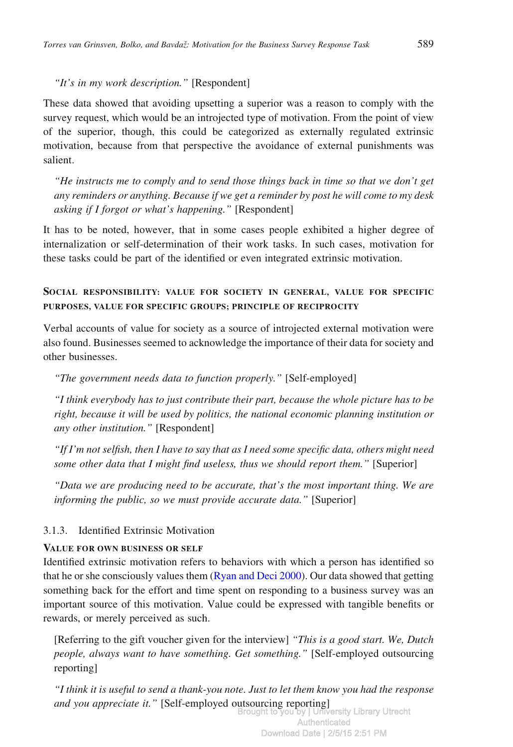*"It's in my work description."* [Respondent]

These data showed that avoiding upsetting a superior was a reason to comply with the survey request, which would be an introjected type of motivation. From the point of view of the superior, though, this could be categorized as externally regulated extrinsic motivation, because from that perspective the avoidance of external punishments was salient.

> *"He instructs me to comply and to send those things back in time so that we don't get any reminders or anything. Because if we get a reminder by post he will come to my desk asking if I forgot or what's happening."* [Respondent]

It has to be noted, however, that in some cases people exhibited a higher degree of internalization or self-determination of their work tasks. In such cases, motivation for these tasks could be part of the identified or even integrated extrinsic motivation.

#### Social responsibility: value for society in general, value for specific purposes, value for specific groups; principle of reciprocity

Verbal accounts of value for society as a source of introjected external motivation were also found. Businesses seemed to acknowledge the importance of their data for society and other businesses.

> *"The government needs data to function properly."* [Self-employed]

> *"I think everybody has to just contribute their part, because the whole picture has to be right, because it will be used by politics, the national economic planning institution or any other institution."* [Respondent]

> *"If I'm not selfish, then I have to say that as I need some specific data, others might need some other data that I might find useless, thus we should report them."* [Superior]

> *"Data we are producing need to be accurate, that's the most important thing. We are informing the public, so we must provide accurate data."* [Superior]

### 3.1.3. Identified Extrinsic Motivation

#### Value for own business or self

Identified extrinsic motivation refers to behaviors with which a person has identified so that he or she consciously values them (Ryan and Deci 2000). Our data showed that getting something back for the effort and time spent on responding to a business survey was an important source of this motivation. Value could be expressed with tangible benefits or rewards, or merely perceived as such.

> [Referring to the gift voucher given for the interview] *"This is a good start. We, Dutch people, always want to have something. Get something."* [Self-employed outsourcing reporting]

> *"I think it is useful to send a thank-you note. Just to let them know you had the response and you appreciate it."* [Self-employed outsourcing reporting]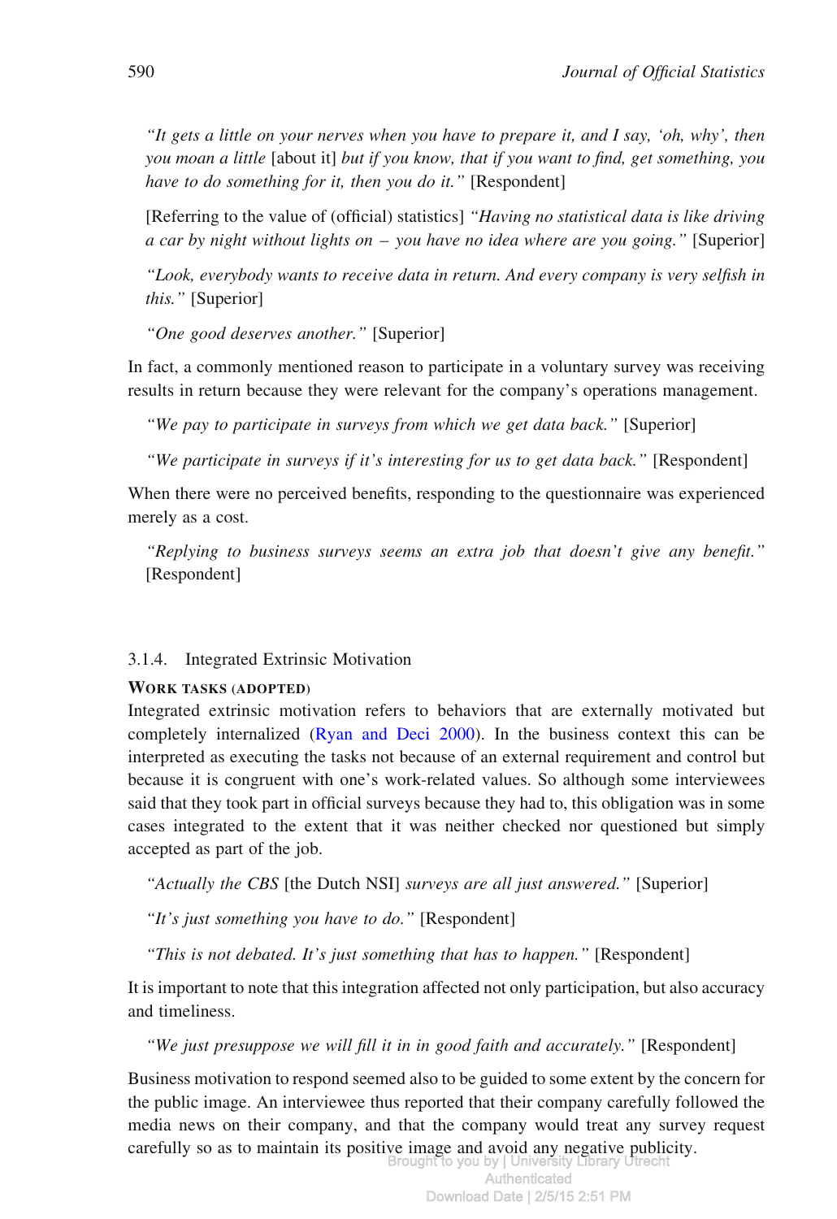> *"It gets a little on your nerves when you have to prepare it, and I say, 'oh, why', then you moan a little* [about it] *but if you know, that if you want to find, get something, you have to do something for it, then you do it."* [Respondent]

> [Referring to the value of (official) statistics] *"Having no statistical data is like driving a car by night without lights on – you have no idea where are you going."* [Superior]

> *"Look, everybody wants to receive data in return. And every company is very selfish in this."* [Superior]

> *"One good deserves another."* [Superior]

In fact, a commonly mentioned reason to participate in a voluntary survey was receiving results in return because they were relevant for the company's operations management.

> *"We pay to participate in surveys from which we get data back."* [Superior]

> *"We participate in surveys if it's interesting for us to get data back."* [Respondent]

When there were no perceived benefits, responding to the questionnaire was experienced merely as a cost.

> *"Replying to business surveys seems an extra job that doesn't give any benefit."* [Respondent]

### 3.1.4. Integrated Extrinsic Motivation

**Work tasks (adopted)**

Integrated extrinsic motivation refers to behaviors that are externally motivated but completely internalized (Ryan and Deci 2000). In the business context this can be interpreted as executing the tasks not because of an external requirement and control but because it is congruent with one's work-related values. So although some interviewees said that they took part in official surveys because they had to, this obligation was in some cases integrated to the extent that it was neither checked nor questioned but simply accepted as part of the job.

> *"Actually the CBS* [the Dutch NSI] *surveys are all just answered."* [Superior]

> *"It's just something you have to do."* [Respondent]

> *"This is not debated. It's just something that has to happen."* [Respondent]

It is important to note that this integration affected not only participation, but also accuracy and timeliness.

> *"We just presuppose we will fill it in in good faith and accurately."* [Respondent]

Business motivation to respond seemed also to be guided to some extent by the concern for the public image. An interviewee thus reported that their company carefully followed the media news on their company, and that the company would treat any survey request carefully so as to maintain its positive image and avoid any negative publicity.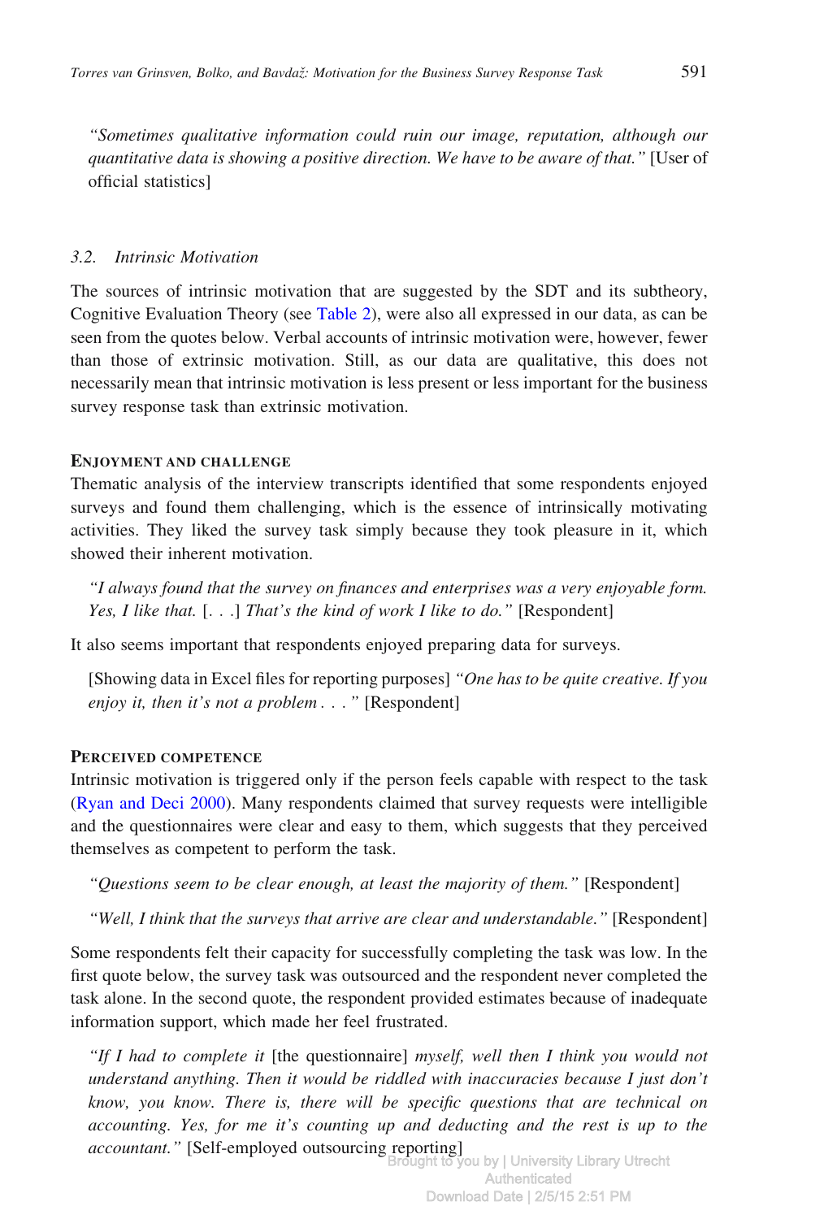*"Sometimes qualitative information could ruin our image, reputation, although our quantitative data is showing a positive direction. We have to be aware of that."* [User of official statistics]

### 3.2. Intrinsic Motivation

The sources of intrinsic motivation that are suggested by the SDT and its subtheory, Cognitive Evaluation Theory (see Table 2), were also all expressed in our data, as can be seen from the quotes below. Verbal accounts of intrinsic motivation were, however, fewer than those of extrinsic motivation. Still, as our data are qualitative, this does not necessarily mean that intrinsic motivation is less present or less important for the business survey response task than extrinsic motivation.

#### Enjoyment and challenge

Thematic analysis of the interview transcripts identified that some respondents enjoyed surveys and found them challenging, which is the essence of intrinsically motivating activities. They liked the survey task simply because they took pleasure in it, which showed their inherent motivation.

> *"I always found that the survey on finances and enterprises was a very enjoyable form. Yes, I like that.* [. . .] *That's the kind of work I like to do."* [Respondent]

It also seems important that respondents enjoyed preparing data for surveys.

> [Showing data in Excel files for reporting purposes] *"One has to be quite creative. If you enjoy it, then it's not a problem . . ."* [Respondent]

#### Perceived competence

Intrinsic motivation is triggered only if the person feels capable with respect to the task (Ryan and Deci 2000). Many respondents claimed that survey requests were intelligible and the questionnaires were clear and easy to them, which suggests that they perceived themselves as competent to perform the task.

> *"Questions seem to be clear enough, at least the majority of them."* [Respondent]

> *"Well, I think that the surveys that arrive are clear and understandable."* [Respondent]

Some respondents felt their capacity for successfully completing the task was low. In the first quote below, the survey task was outsourced and the respondent never completed the task alone. In the second quote, the respondent provided estimates because of inadequate information support, which made her feel frustrated.

> *"If I had to complete it* [the questionnaire] *myself, well then I think you would not understand anything. Then it would be riddled with inaccuracies because I just don't know, you know. There is, there will be specific questions that are technical on accounting. Yes, for me it's counting up and deducting and the rest is up to the accountant."* [Self-employed outsourcing reporting]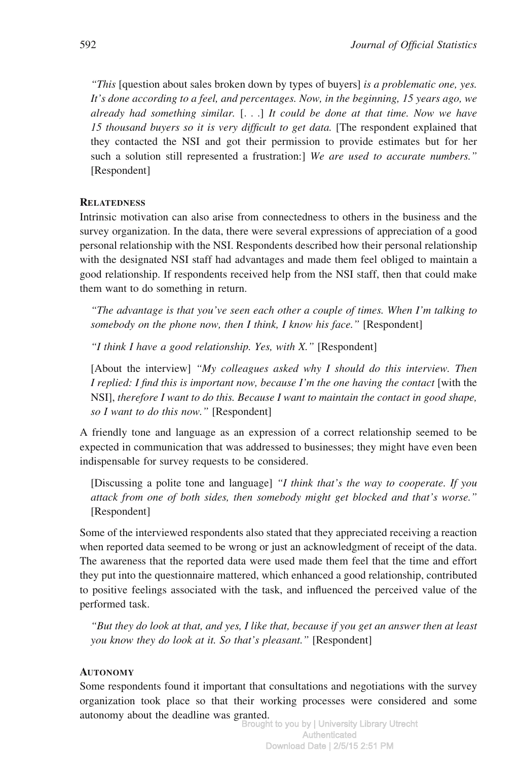*"This* [question about sales broken down by types of buyers] *is a problematic one, yes. It's done according to a feel, and percentages. Now, in the beginning, 15 years ago, we already had something similar.* [. . .] *It could be done at that time. Now we have 15 thousand buyers so it is very difficult to get data.* [The respondent explained that they contacted the NSI and got their permission to provide estimates but for her such a solution still represented a frustration:] *We are used to accurate numbers."* [Respondent]

### Relatedness

Intrinsic motivation can also arise from connectedness to others in the business and the survey organization. In the data, there were several expressions of appreciation of a good personal relationship with the NSI. Respondents described how their personal relationship with the designated NSI staff had advantages and made them feel obliged to maintain a good relationship. If respondents received help from the NSI staff, then that could make them want to do something in return.

> *"The advantage is that you've seen each other a couple of times. When I'm talking to somebody on the phone now, then I think, I know his face."* [Respondent]

> *"I think I have a good relationship. Yes, with X."* [Respondent]

> [About the interview] *"My colleagues asked why I should do this interview. Then I replied: I find this is important now, because I'm the one having the contact* [with the NSI], *therefore I want to do this. Because I want to maintain the contact in good shape, so I want to do this now."* [Respondent]

A friendly tone and language as an expression of a correct relationship seemed to be expected in communication that was addressed to businesses; they might have even been indispensable for survey requests to be considered.

> [Discussing a polite tone and language] *"I think that's the way to cooperate. If you attack from one of both sides, then somebody might get blocked and that's worse."* [Respondent]

Some of the interviewed respondents also stated that they appreciated receiving a reaction when reported data seemed to be wrong or just an acknowledgment of receipt of the data. The awareness that the reported data were used made them feel that the time and effort they put into the questionnaire mattered, which enhanced a good relationship, contributed to positive feelings associated with the task, and influenced the perceived value of the performed task.

> *"But they do look at that, and yes, I like that, because if you get an answer then at least you know they do look at it. So that's pleasant."* [Respondent]

### Autonomy

Some respondents found it important that consultations and negotiations with the survey organization took place so that their working processes were considered and some autonomy about the deadline was granted.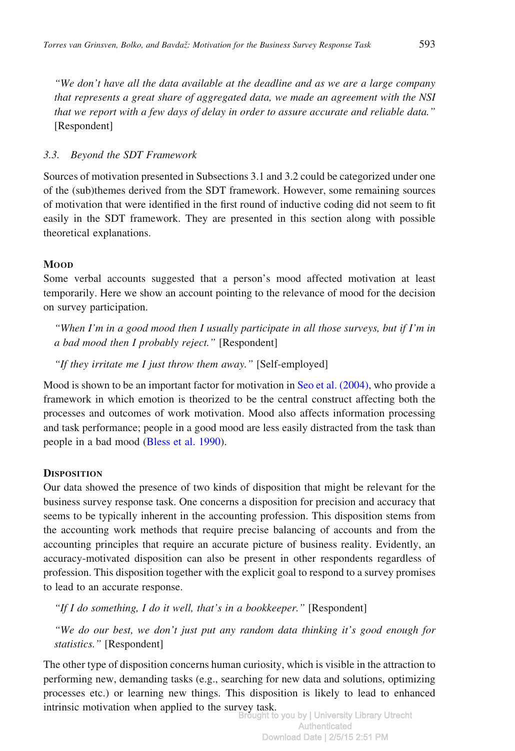*"We don't have all the data available at the deadline and as we are a large company that represents a great share of aggregated data, we made an agreement with the NSI that we report with a few days of delay in order to assure accurate and reliable data."* [Respondent]

### 3.3. Beyond the SDT Framework

Sources of motivation presented in Subsections 3.1 and 3.2 could be categorized under one of the (sub)themes derived from the SDT framework. However, some remaining sources of motivation that were identified in the first round of inductive coding did not seem to fit easily in the SDT framework. They are presented in this section along with possible theoretical explanations.

#### Mood

Some verbal accounts suggested that a person's mood affected motivation at least temporarily. Here we show an account pointing to the relevance of mood for the decision on survey participation.

*"When I'm in a good mood then I usually participate in all those surveys, but if I'm in a bad mood then I probably reject."* [Respondent]

*"If they irritate me I just throw them away."* [Self-employed]

Mood is shown to be an important factor for motivation in Seo et al. (2004), who provide a framework in which emotion is theorized to be the central construct affecting both the processes and outcomes of work motivation. Mood also affects information processing and task performance; people in a good mood are less easily distracted from the task than people in a bad mood (Bless et al. 1990).

#### Disposition

Our data showed the presence of two kinds of disposition that might be relevant for the business survey response task. One concerns a disposition for precision and accuracy that seems to be typically inherent in the accounting profession. This disposition stems from the accounting work methods that require precise balancing of accounts and from the accounting principles that require an accurate picture of business reality. Evidently, an accuracy-motivated disposition can also be present in other respondents regardless of profession. This disposition together with the explicit goal to respond to a survey promises to lead to an accurate response.

*"If I do something, I do it well, that's in a bookkeeper."* [Respondent]

*"We do our best, we don't just put any random data thinking it's good enough for statistics."* [Respondent]

The other type of disposition concerns human curiosity, which is visible in the attraction to performing new, demanding tasks (e.g., searching for new data and solutions, optimizing processes etc.) or learning new things. This disposition is likely to lead to enhanced intrinsic motivation when applied to the survey task.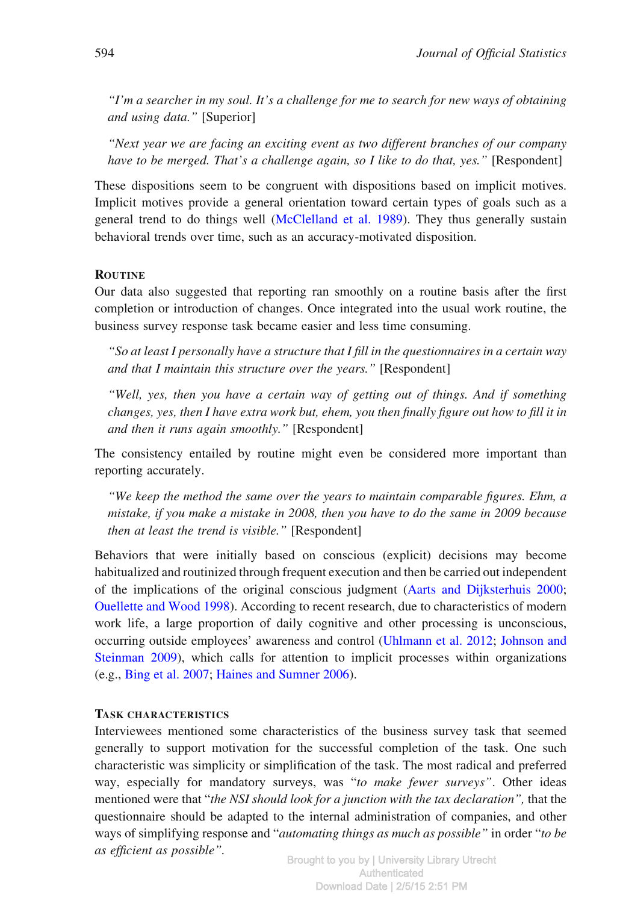*"I'm a searcher in my soul. It's a challenge for me to search for new ways of obtaining and using data."* [Superior]

*"Next year we are facing an exciting event as two different branches of our company have to be merged. That's a challenge again, so I like to do that, yes."* [Respondent]

These dispositions seem to be congruent with dispositions based on implicit motives. Implicit motives provide a general orientation toward certain types of goals such as a general trend to do things well (McClelland et al. 1989). They thus generally sustain behavioral trends over time, such as an accuracy-motivated disposition.

### Routine

Our data also suggested that reporting ran smoothly on a routine basis after the first completion or introduction of changes. Once integrated into the usual work routine, the business survey response task became easier and less time consuming.

*"So at least I personally have a structure that I fill in the questionnaires in a certain way and that I maintain this structure over the years."* [Respondent]

*"Well, yes, then you have a certain way of getting out of things. And if something changes, yes, then I have extra work but, ehem, you then finally figure out how to fill it in and then it runs again smoothly."* [Respondent]

The consistency entailed by routine might even be considered more important than reporting accurately.

*"We keep the method the same over the years to maintain comparable figures. Ehm, a mistake, if you make a mistake in 2008, then you have to do the same in 2009 because then at least the trend is visible."* [Respondent]

Behaviors that were initially based on conscious (explicit) decisions may become habitualized and routinized through frequent execution and then be carried out independent of the implications of the original conscious judgment (Aarts and Dijksterhuis 2000; Ouellette and Wood 1998). According to recent research, due to characteristics of modern work life, a large proportion of daily cognitive and other processing is unconscious, occurring outside employees' awareness and control (Uhlmann et al. 2012; Johnson and Steinman 2009), which calls for attention to implicit processes within organizations (e.g., Bing et al. 2007; Haines and Sumner 2006).

### Task characteristics

Interviewees mentioned some characteristics of the business survey task that seemed generally to support motivation for the successful completion of the task. One such characteristic was simplicity or simplification of the task. The most radical and preferred way, especially for mandatory surveys, was "*to make fewer surveys*". Other ideas mentioned were that "*the NSI should look for a junction with the tax declaration*", that the questionnaire should be adapted to the internal administration of companies, and other ways of simplifying response and "*automating things as much as possible*" in order "*to be as efficient as possible*".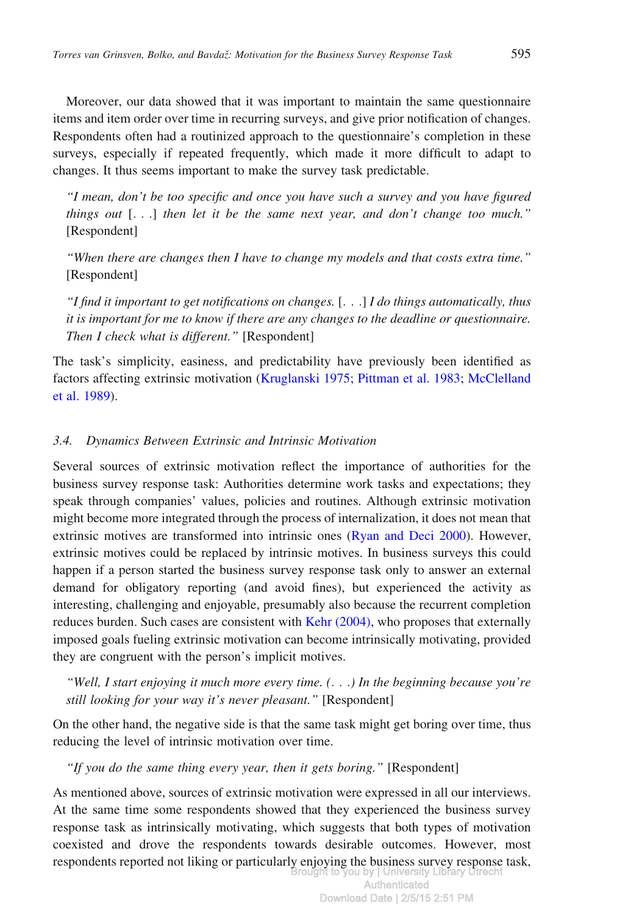Moreover, our data showed that it was important to maintain the same questionnaire items and item order over time in recurring surveys, and give prior notification of changes. Respondents often had a routinized approach to the questionnaire's completion in these surveys, especially if repeated frequently, which made it more difficult to adapt to changes. It thus seems important to make the survey task predictable.

> *"I mean, don't be too specific and once you have such a survey and you have figured things out* [. . .] *then let it be the same next year, and don't change too much."* [Respondent]

> *"When there are changes then I have to change my models and that costs extra time."* [Respondent]

> *"I find it important to get notifications on changes.* [. . .] *I do things automatically, thus it is important for me to know if there are any changes to the deadline or questionnaire. Then I check what is different."* [Respondent]

The task's simplicity, easiness, and predictability have previously been identified as factors affecting extrinsic motivation (Kruglanski 1975; Pittman et al. 1983; McClelland et al. 1989).

### *3.4. Dynamics Between Extrinsic and Intrinsic Motivation*

Several sources of extrinsic motivation reflect the importance of authorities for the business survey response task: Authorities determine work tasks and expectations; they speak through companies' values, policies and routines. Although extrinsic motivation might become more integrated through the process of internalization, it does not mean that extrinsic motives are transformed into intrinsic ones (Ryan and Deci 2000). However, extrinsic motives could be replaced by intrinsic motives. In business surveys this could happen if a person started the business survey response task only to answer an external demand for obligatory reporting (and avoid fines), but experienced the activity as interesting, challenging and enjoyable, presumably also because the recurrent completion reduces burden. Such cases are consistent with Kehr (2004), who proposes that externally imposed goals fueling extrinsic motivation can become intrinsically motivating, provided they are congruent with the person's implicit motives.

> *"Well, I start enjoying it much more every time. (. . .) In the beginning because you're still looking for your way it's never pleasant."* [Respondent]

On the other hand, the negative side is that the same task might get boring over time, thus reducing the level of intrinsic motivation over time.

> *"If you do the same thing every year, then it gets boring."* [Respondent]

As mentioned above, sources of extrinsic motivation were expressed in all our interviews. At the same time some respondents showed that they experienced the business survey response task as intrinsically motivating, which suggests that both types of motivation coexisted and drove the respondents towards desirable outcomes. However, most respondents reported not liking or particularly enjoying the business survey response task,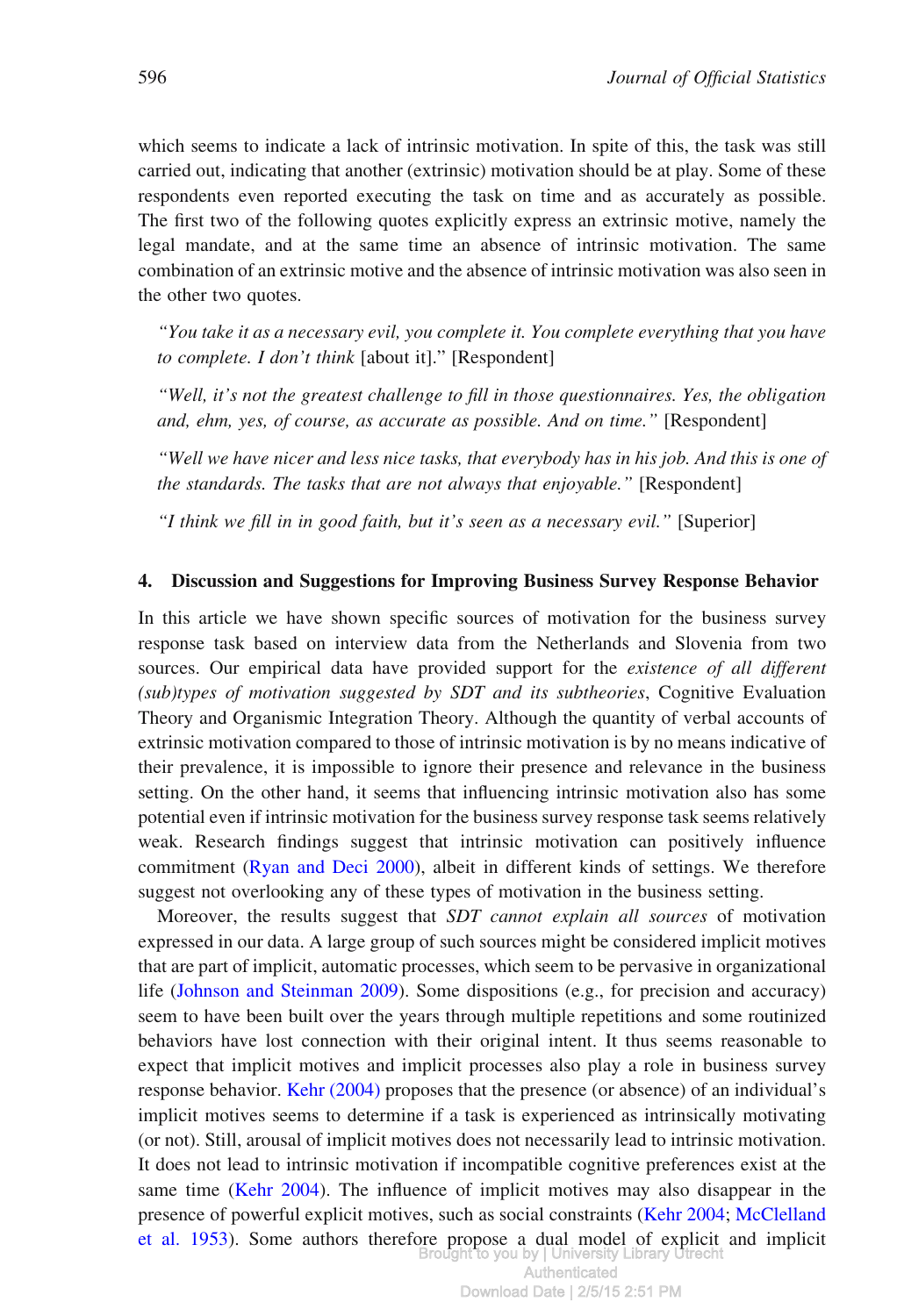which seems to indicate a lack of intrinsic motivation. In spite of this, the task was still carried out, indicating that another (extrinsic) motivation should be at play. Some of these respondents even reported executing the task on time and as accurately as possible. The first two of the following quotes explicitly express an extrinsic motive, namely the legal mandate, and at the same time an absence of intrinsic motivation. The same combination of an extrinsic motive and the absence of intrinsic motivation was also seen in the other two quotes.

> *"You take it as a necessary evil, you complete it. You complete everything that you have to complete. I don't think* [about it]." [Respondent]

> *"Well, it's not the greatest challenge to fill in those questionnaires. Yes, the obligation and, ehm, yes, of course, as accurate as possible. And on time."* [Respondent]

> *"Well we have nicer and less nice tasks, that everybody has in his job. And this is one of the standards. The tasks that are not always that enjoyable."* [Respondent]

> *"I think we fill in in good faith, but it's seen as a necessary evil."* [Superior]

## 4. Discussion and Suggestions for Improving Business Survey Response Behavior

In this article we have shown specific sources of motivation for the business survey response task based on interview data from the Netherlands and Slovenia from two sources. Our empirical data have provided support for the *existence of all different (sub)types of motivation suggested by SDT and its subtheories*, Cognitive Evaluation Theory and Organismic Integration Theory. Although the quantity of verbal accounts of extrinsic motivation compared to those of intrinsic motivation is by no means indicative of their prevalence, it is impossible to ignore their presence and relevance in the business setting. On the other hand, it seems that influencing intrinsic motivation also has some potential even if intrinsic motivation for the business survey response task seems relatively weak. Research findings suggest that intrinsic motivation can positively influence commitment (Ryan and Deci 2000), albeit in different kinds of settings. We therefore suggest not overlooking any of these types of motivation in the business setting.

Moreover, the results suggest that *SDT cannot explain all sources* of motivation expressed in our data. A large group of such sources might be considered implicit motives that are part of implicit, automatic processes, which seem to be pervasive in organizational life (Johnson and Steinman 2009). Some dispositions (e.g., for precision and accuracy) seem to have been built over the years through multiple repetitions and some routinized behaviors have lost connection with their original intent. It thus seems reasonable to expect that implicit motives and implicit processes also play a role in business survey response behavior. Kehr (2004) proposes that the presence (or absence) of an individual's implicit motives seems to determine if a task is experienced as intrinsically motivating (or not). Still, arousal of implicit motives does not necessarily lead to intrinsic motivation. It does not lead to intrinsic motivation if incompatible cognitive preferences exist at the same time (Kehr 2004). The influence of implicit motives may also disappear in the presence of powerful explicit motives, such as social constraints (Kehr 2004; McClelland et al. 1953). Some authors therefore propose a dual model of explicit and implicit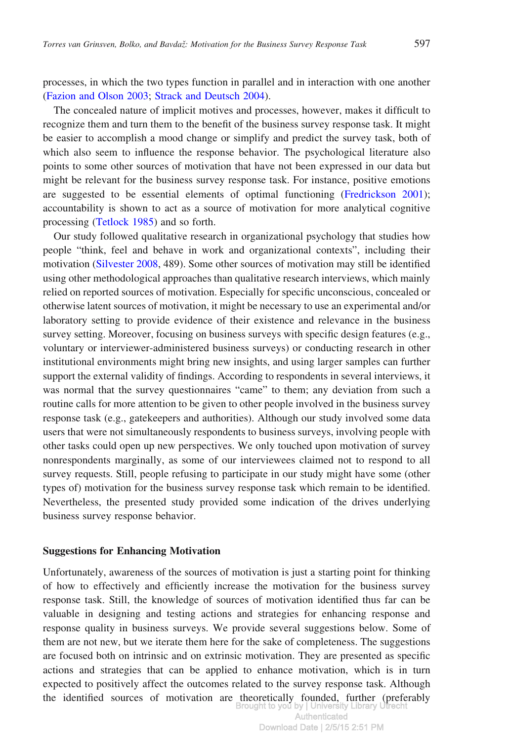processes, in which the two types function in parallel and in interaction with one another (Fazion and Olson 2003; Strack and Deutsch 2004).

The concealed nature of implicit motives and processes, however, makes it difficult to recognize them and turn them to the benefit of the business survey response task. It might be easier to accomplish a mood change or simplify and predict the survey task, both of which also seem to influence the response behavior. The psychological literature also points to some other sources of motivation that have not been expressed in our data but might be relevant for the business survey response task. For instance, positive emotions are suggested to be essential elements of optimal functioning (Fredrickson 2001); accountability is shown to act as a source of motivation for more analytical cognitive processing (Tetlock 1985) and so forth.

Our study followed qualitative research in organizational psychology that studies how people "think, feel and behave in work and organizational contexts", including their motivation (Silvester 2008, 489). Some other sources of motivation may still be identified using other methodological approaches than qualitative research interviews, which mainly relied on reported sources of motivation. Especially for specific unconscious, concealed or otherwise latent sources of motivation, it might be necessary to use an experimental and/or laboratory setting to provide evidence of their existence and relevance in the business survey setting. Moreover, focusing on business surveys with specific design features (e.g., voluntary or interviewer-administered business surveys) or conducting research in other institutional environments might bring new insights, and using larger samples can further support the external validity of findings. According to respondents in several interviews, it was normal that the survey questionnaires "came" to them; any deviation from such a routine calls for more attention to be given to other people involved in the business survey response task (e.g., gatekeepers and authorities). Although our study involved some data users that were not simultaneously respondents to business surveys, involving people with other tasks could open up new perspectives. We only touched upon motivation of survey nonrespondents marginally, as some of our interviewees claimed not to respond to all survey requests. Still, people refusing to participate in our study might have some (other types of) motivation for the business survey response task which remain to be identified. Nevertheless, the presented study provided some indication of the drives underlying business survey response behavior.

### Suggestions for Enhancing Motivation

Unfortunately, awareness of the sources of motivation is just a starting point for thinking of how to effectively and efficiently increase the motivation for the business survey response task. Still, the knowledge of sources of motivation identified thus far can be valuable in designing and testing actions and strategies for enhancing response and response quality in business surveys. We provide several suggestions below. Some of them are not new, but we iterate them here for the sake of completeness. The suggestions are focused both on intrinsic and on extrinsic motivation. They are presented as specific actions and strategies that can be applied to enhance motivation, which is in turn expected to positively affect the outcomes related to the survey response task. Although the identified sources of motivation are theoretically founded, further (preferably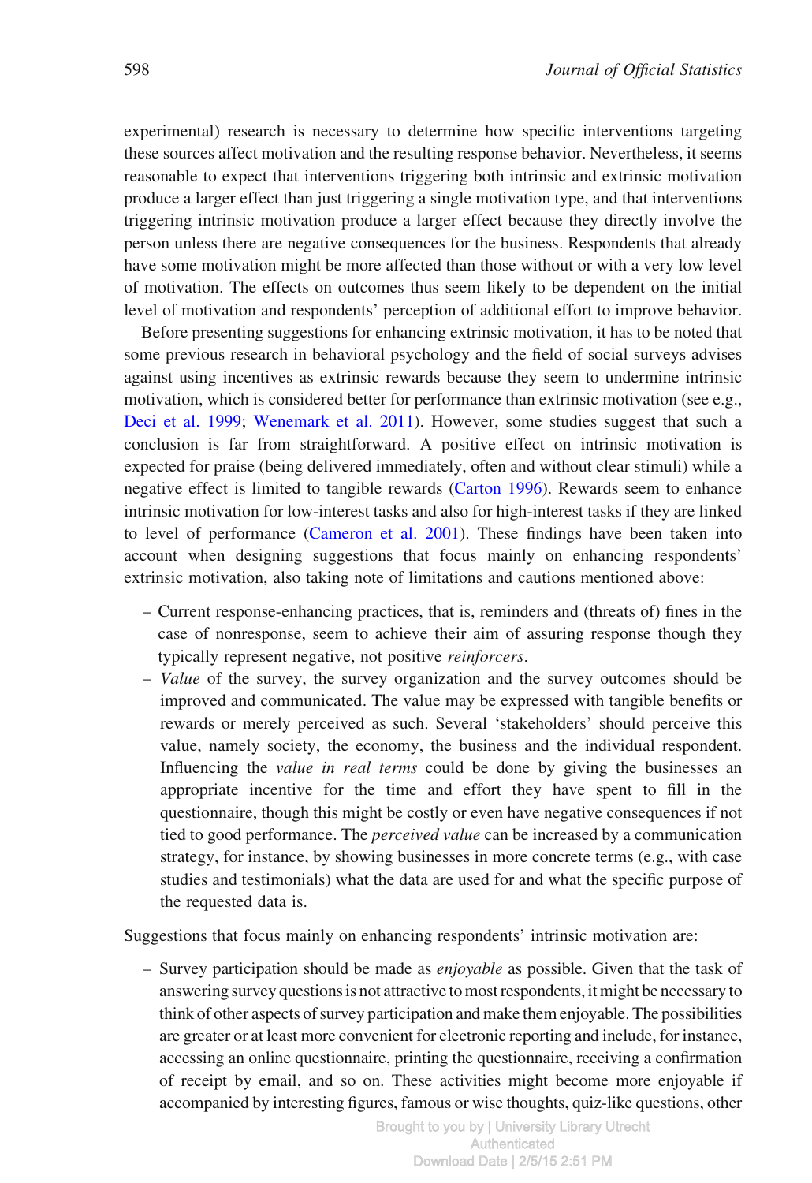experimental) research is necessary to determine how specific interventions targeting these sources affect motivation and the resulting response behavior. Nevertheless, it seems reasonable to expect that interventions triggering both intrinsic and extrinsic motivation produce a larger effect than just triggering a single motivation type, and that interventions triggering intrinsic motivation produce a larger effect because they directly involve the person unless there are negative consequences for the business. Respondents that already have some motivation might be more affected than those without or with a very low level of motivation. The effects on outcomes thus seem likely to be dependent on the initial level of motivation and respondents' perception of additional effort to improve behavior.

Before presenting suggestions for enhancing extrinsic motivation, it has to be noted that some previous research in behavioral psychology and the field of social surveys advises against using incentives as extrinsic rewards because they seem to undermine intrinsic motivation, which is considered better for performance than extrinsic motivation (see e.g., Deci et al. 1999; Wenemark et al. 2011). However, some studies suggest that such a conclusion is far from straightforward. A positive effect on intrinsic motivation is expected for praise (being delivered immediately, often and without clear stimuli) while a negative effect is limited to tangible rewards (Carton 1996). Rewards seem to enhance intrinsic motivation for low-interest tasks and also for high-interest tasks if they are linked to level of performance (Cameron et al. 2001). These findings have been taken into account when designing suggestions that focus mainly on enhancing respondents' extrinsic motivation, also taking note of limitations and cautions mentioned above:

- Current response-enhancing practices, that is, reminders and (threats of) fines in the case of nonresponse, seem to achieve their aim of assuring response though they typically represent negative, not positive *reinforcers*.
- *Value* of the survey, the survey organization and the survey outcomes should be improved and communicated. The value may be expressed with tangible benefits or rewards or merely perceived as such. Several 'stakeholders' should perceive this value, namely society, the economy, the business and the individual respondent. Influencing the *value in real terms* could be done by giving the businesses an appropriate incentive for the time and effort they have spent to fill in the questionnaire, though this might be costly or even have negative consequences if not tied to good performance. The *perceived value* can be increased by a communication strategy, for instance, by showing businesses in more concrete terms (e.g., with case studies and testimonials) what the data are used for and what the specific purpose of the requested data is.

Suggestions that focus mainly on enhancing respondents' intrinsic motivation are:

- Survey participation should be made as *enjoyable* as possible. Given that the task of answering survey questions is not attractive to most respondents, it might be necessary to think of other aspects of survey participation and make them enjoyable. The possibilities are greater or at least more convenient for electronic reporting and include, for instance, accessing an online questionnaire, printing the questionnaire, receiving a confirmation of receipt by email, and so on. These activities might become more enjoyable if accompanied by interesting figures, famous or wise thoughts, quiz-like questions, other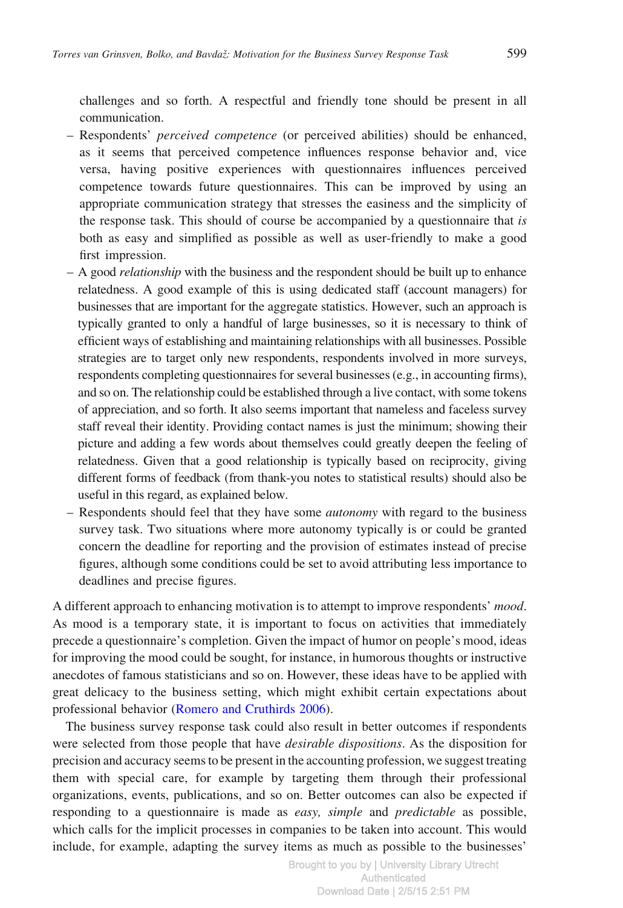challenges and so forth. A respectful and friendly tone should be present in all communication.

- Respondents' *perceived competence* (or perceived abilities) should be enhanced, as it seems that perceived competence influences response behavior and, vice versa, having positive experiences with questionnaires influences perceived competence towards future questionnaires. This can be improved by using an appropriate communication strategy that stresses the easiness and the simplicity of the response task. This should of course be accompanied by a questionnaire that *is* both as easy and simplified as possible as well as user-friendly to make a good first impression.
- A good *relationship* with the business and the respondent should be built up to enhance relatedness. A good example of this is using dedicated staff (account managers) for businesses that are important for the aggregate statistics. However, such an approach is typically granted to only a handful of large businesses, so it is necessary to think of efficient ways of establishing and maintaining relationships with all businesses. Possible strategies are to target only new respondents, respondents involved in more surveys, respondents completing questionnaires for several businesses (e.g., in accounting firms), and so on. The relationship could be established through a live contact, with some tokens of appreciation, and so forth. It also seems important that nameless and faceless survey staff reveal their identity. Providing contact names is just the minimum; showing their picture and adding a few words about themselves could greatly deepen the feeling of relatedness. Given that a good relationship is typically based on reciprocity, giving different forms of feedback (from thank-you notes to statistical results) should also be useful in this regard, as explained below.
- Respondents should feel that they have some *autonomy* with regard to the business survey task. Two situations where more autonomy typically is or could be granted concern the deadline for reporting and the provision of estimates instead of precise figures, although some conditions could be set to avoid attributing less importance to deadlines and precise figures.

A different approach to enhancing motivation is to attempt to improve respondents' *mood*. As mood is a temporary state, it is important to focus on activities that immediately precede a questionnaire's completion. Given the impact of humor on people's mood, ideas for improving the mood could be sought, for instance, in humorous thoughts or instructive anecdotes of famous statisticians and so on. However, these ideas have to be applied with great delicacy to the business setting, which might exhibit certain expectations about professional behavior (Romero and Cruthirds 2006).

The business survey response task could also result in better outcomes if respondents were selected from those people that have *desirable dispositions*. As the disposition for precision and accuracy seems to be present in the accounting profession, we suggest treating them with special care, for example by targeting them through their professional organizations, events, publications, and so on. Better outcomes can also be expected if responding to a questionnaire is made as *easy, simple* and *predictable* as possible, which calls for the implicit processes in companies to be taken into account. This would include, for example, adapting the survey items as much as possible to the businesses'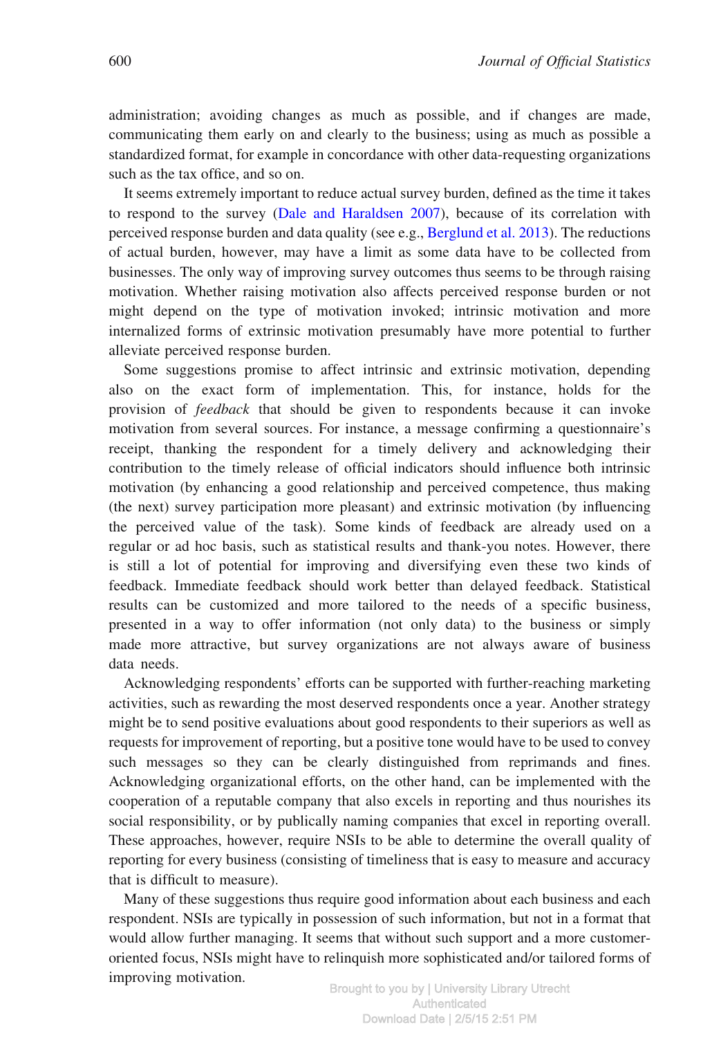administration; avoiding changes as much as possible, and if changes are made, communicating them early on and clearly to the business; using as much as possible a standardized format, for example in concordance with other data-requesting organizations such as the tax office, and so on.

It seems extremely important to reduce actual survey burden, defined as the time it takes to respond to the survey (Dale and Haraldsen 2007), because of its correlation with perceived response burden and data quality (see e.g., Berglund et al. 2013). The reductions of actual burden, however, may have a limit as some data have to be collected from businesses. The only way of improving survey outcomes thus seems to be through raising motivation. Whether raising motivation also affects perceived response burden or not might depend on the type of motivation invoked; intrinsic motivation and more internalized forms of extrinsic motivation presumably have more potential to further alleviate perceived response burden.

Some suggestions promise to affect intrinsic and extrinsic motivation, depending also on the exact form of implementation. This, for instance, holds for the provision of *feedback* that should be given to respondents because it can invoke motivation from several sources. For instance, a message confirming a questionnaire's receipt, thanking the respondent for a timely delivery and acknowledging their contribution to the timely release of official indicators should influence both intrinsic motivation (by enhancing a good relationship and perceived competence, thus making (the next) survey participation more pleasant) and extrinsic motivation (by influencing the perceived value of the task). Some kinds of feedback are already used on a regular or ad hoc basis, such as statistical results and thank-you notes. However, there is still a lot of potential for improving and diversifying even these two kinds of feedback. Immediate feedback should work better than delayed feedback. Statistical results can be customized and more tailored to the needs of a specific business, presented in a way to offer information (not only data) to the business or simply made more attractive, but survey organizations are not always aware of business data needs.

Acknowledging respondents' efforts can be supported with further-reaching marketing activities, such as rewarding the most deserved respondents once a year. Another strategy might be to send positive evaluations about good respondents to their superiors as well as requests for improvement of reporting, but a positive tone would have to be used to convey such messages so they can be clearly distinguished from reprimands and fines. Acknowledging organizational efforts, on the other hand, can be implemented with the cooperation of a reputable company that also excels in reporting and thus nourishes its social responsibility, or by publically naming companies that excel in reporting overall. These approaches, however, require NSIs to be able to determine the overall quality of reporting for every business (consisting of timeliness that is easy to measure and accuracy that is difficult to measure).

Many of these suggestions thus require good information about each business and each respondent. NSIs are typically in possession of such information, but not in a format that would allow further managing. It seems that without such support and a more customer-oriented focus, NSIs might have to relinquish more sophisticated and/or tailored forms of improving motivation.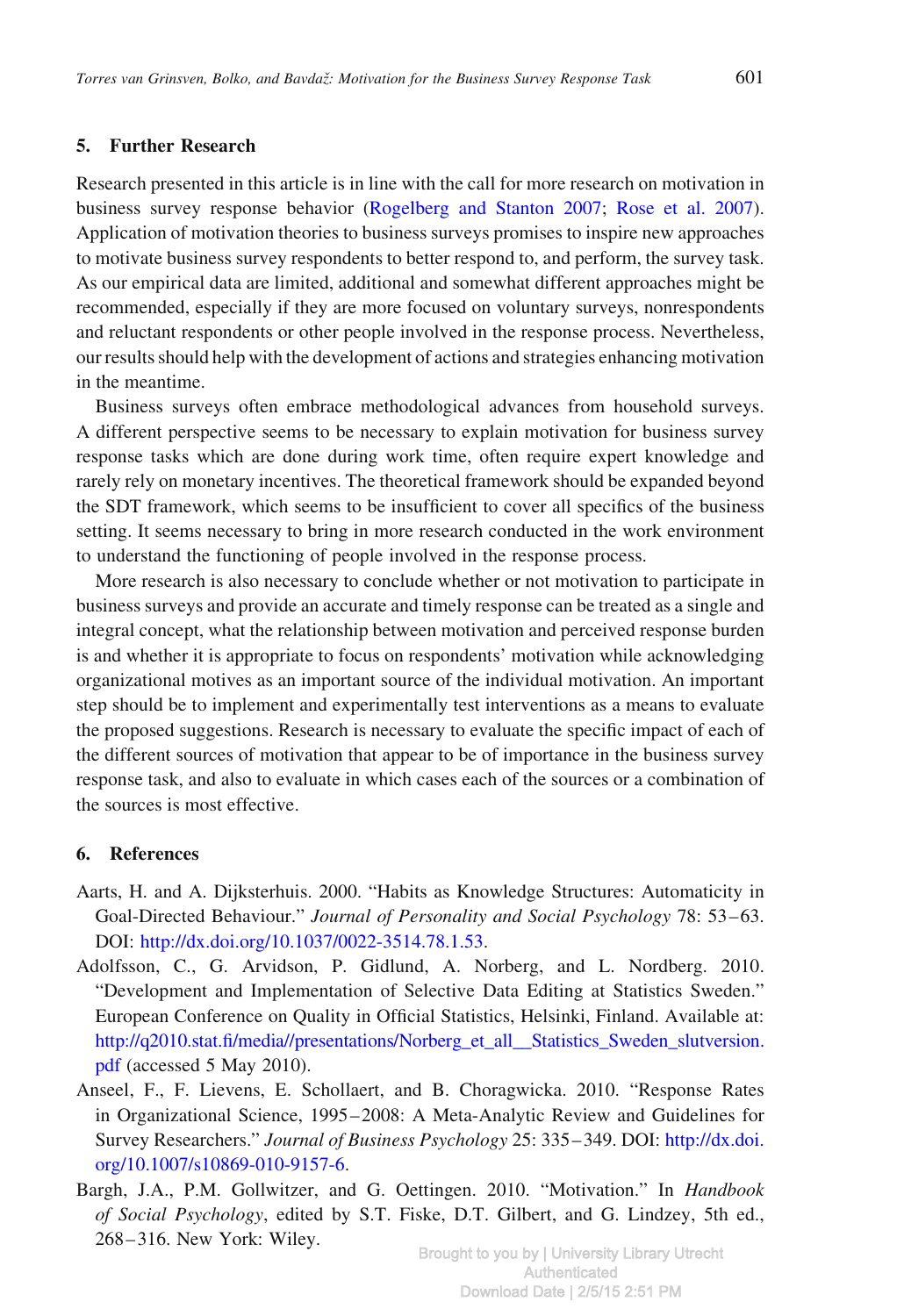## 5. Further Research

Research presented in this article is in line with the call for more research on motivation in business survey response behavior (Rogelberg and Stanton 2007; Rose et al. 2007). Application of motivation theories to business surveys promises to inspire new approaches to motivate business survey respondents to better respond to, and perform, the survey task. As our empirical data are limited, additional and somewhat different approaches might be recommended, especially if they are more focused on voluntary surveys, nonrespondents and reluctant respondents or other people involved in the response process. Nevertheless, our results should help with the development of actions and strategies enhancing motivation in the meantime.

Business surveys often embrace methodological advances from household surveys. A different perspective seems to be necessary to explain motivation for business survey response tasks which are done during work time, often require expert knowledge and rarely rely on monetary incentives. The theoretical framework should be expanded beyond the SDT framework, which seems to be insufficient to cover all specifics of the business setting. It seems necessary to bring in more research conducted in the work environment to understand the functioning of people involved in the response process.

More research is also necessary to conclude whether or not motivation to participate in business surveys and provide an accurate and timely response can be treated as a single and integral concept, what the relationship between motivation and perceived response burden is and whether it is appropriate to focus on respondents' motivation while acknowledging organizational motives as an important source of the individual motivation. An important step should be to implement and experimentally test interventions as a means to evaluate the proposed suggestions. Research is necessary to evaluate the specific impact of each of the different sources of motivation that appear to be of importance in the business survey response task, and also to evaluate in which cases each of the sources or a combination of the sources is most effective.

## 6. References

Aarts, H. and A. Dijksterhuis. 2000. "Habits as Knowledge Structures: Automaticity in Goal-Directed Behaviour." *Journal of Personality and Social Psychology* 78: 53–63. DOI: http://dx.doi.org/10.1037/0022-3514.78.1.53.

Adolfsson, C., G. Arvidson, P. Gidlund, A. Norberg, and L. Nordberg. 2010. "Development and Implementation of Selective Data Editing at Statistics Sweden." European Conference on Quality in Official Statistics, Helsinki, Finland. Available at: http://q2010.stat.fi/media//presentations/Norberg_et_all__Statistics_Sweden_slutversion.pdf (accessed 5 May 2010).

Anseel, F., F. Lievens, E. Schollaert, and B. Choragwicka. 2010. "Response Rates in Organizational Science, 1995–2008: A Meta-Analytic Review and Guidelines for Survey Researchers." *Journal of Business Psychology* 25: 335–349. DOI: http://dx.doi.org/10.1007/s10869-010-9157-6.

Bargh, J.A., P.M. Gollwitzer, and G. Oettingen. 2010. "Motivation." In *Handbook of Social Psychology*, edited by S.T. Fiske, D.T. Gilbert, and G. Lindzey, 5th ed., 268–316. New York: Wiley.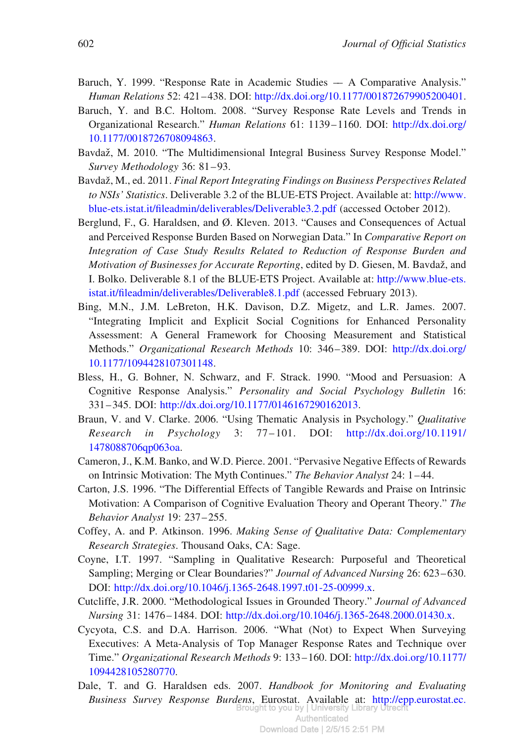Baruch, Y. 1999. "Response Rate in Academic Studies — A Comparative Analysis." *Human Relations* 52: 421–438. DOI: http://dx.doi.org/10.1177/001872679905200401.

Baruch, Y. and B.C. Holtom. 2008. "Survey Response Rate Levels and Trends in Organizational Research." *Human Relations* 61: 1139–1160. DOI: http://dx.doi.org/10.1177/0018726708094863.

Bavdaž, M. 2010. "The Multidimensional Integral Business Survey Response Model." *Survey Methodology* 36: 81–93.

Bavdaž, M., ed. 2011. *Final Report Integrating Findings on Business Perspectives Related to NSIs' Statistics*. Deliverable 3.2 of the BLUE-ETS Project. Available at: http://www.blue-ets.istat.it/fileadmin/deliverables/Deliverable3.2.pdf (accessed October 2012).

Berglund, F., G. Haraldsen, and Ø. Kleven. 2013. "Causes and Consequences of Actual and Perceived Response Burden Based on Norwegian Data." In *Comparative Report on Integration of Case Study Results Related to Reduction of Response Burden and Motivation of Businesses for Accurate Reporting*, edited by D. Giesen, M. Bavdaž, and I. Bolko. Deliverable 8.1 of the BLUE-ETS Project. Available at: http://www.blue-ets.istat.it/fileadmin/deliverables/Deliverable8.1.pdf (accessed February 2013).

Bing, M.N., J.M. LeBreton, H.K. Davison, D.Z. Migetz, and L.R. James. 2007. "Integrating Implicit and Explicit Social Cognitions for Enhanced Personality Assessment: A General Framework for Choosing Measurement and Statistical Methods." *Organizational Research Methods* 10: 346–389. DOI: http://dx.doi.org/10.1177/1094428107301148.

Bless, H., G. Bohner, N. Schwarz, and F. Strack. 1990. "Mood and Persuasion: A Cognitive Response Analysis." *Personality and Social Psychology Bulletin* 16: 331–345. DOI: http://dx.doi.org/10.1177/0146167290162013.

Braun, V. and V. Clarke. 2006. "Using Thematic Analysis in Psychology." *Qualitative Research in Psychology* 3: 77–101. DOI: http://dx.doi.org/10.1191/1478088706qp063oa.

Cameron, J., K.M. Banko, and W.D. Pierce. 2001. "Pervasive Negative Effects of Rewards on Intrinsic Motivation: The Myth Continues." *The Behavior Analyst* 24: 1–44.

Carton, J.S. 1996. "The Differential Effects of Tangible Rewards and Praise on Intrinsic Motivation: A Comparison of Cognitive Evaluation Theory and Operant Theory." *The Behavior Analyst* 19: 237–255.

Coffey, A. and P. Atkinson. 1996. *Making Sense of Qualitative Data: Complementary Research Strategies*. Thousand Oaks, CA: Sage.

Coyne, I.T. 1997. "Sampling in Qualitative Research: Purposeful and Theoretical Sampling; Merging or Clear Boundaries?" *Journal of Advanced Nursing* 26: 623–630. DOI: http://dx.doi.org/10.1046/j.1365-2648.1997.t01-25-00999.x.

Cutcliffe, J.R. 2000. "Methodological Issues in Grounded Theory." *Journal of Advanced Nursing* 31: 1476–1484. DOI: http://dx.doi.org/10.1046/j.1365-2648.2000.01430.x.

Cycyota, C.S. and D.A. Harrison. 2006. "What (Not) to Expect When Surveying Executives: A Meta-Analysis of Top Manager Response Rates and Technique over Time." *Organizational Research Methods* 9: 133–160. DOI: http://dx.doi.org/10.1177/1094428105280770.

Dale, T. and G. Haraldsen eds. 2007. *Handbook for Monitoring and Evaluating Business Survey Response Burdens*, Eurostat. Available at: http://epp.eurostat.ec.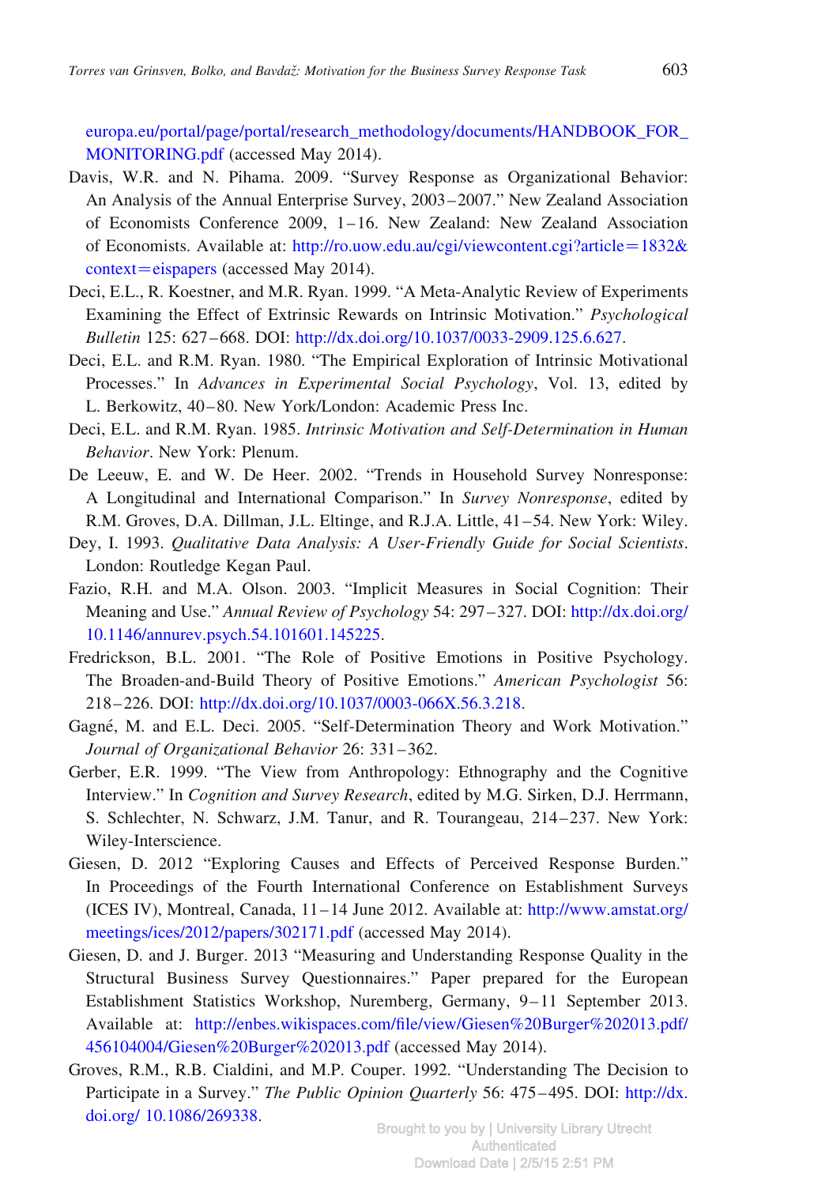europa.eu/portal/page/portal/research_methodology/documents/HANDBOOK_FOR_MONITORING.pdf (accessed May 2014).

Davis, W.R. and N. Pihama. 2009. "Survey Response as Organizational Behavior: An Analysis of the Annual Enterprise Survey, 2003–2007." New Zealand Association of Economists Conference 2009, 1–16. New Zealand: New Zealand Association of Economists. Available at: http://ro.uow.edu.au/cgi/viewcontent.cgi?article=1832&context=eispapers (accessed May 2014).

Deci, E.L., R. Koestner, and M.R. Ryan. 1999. "A Meta-Analytic Review of Experiments Examining the Effect of Extrinsic Rewards on Intrinsic Motivation." *Psychological Bulletin* 125: 627–668. DOI: http://dx.doi.org/10.1037/0033-2909.125.6.627.

Deci, E.L. and R.M. Ryan. 1980. "The Empirical Exploration of Intrinsic Motivational Processes." In *Advances in Experimental Social Psychology*, Vol. 13, edited by L. Berkowitz, 40–80. New York/London: Academic Press Inc.

Deci, E.L. and R.M. Ryan. 1985. *Intrinsic Motivation and Self-Determination in Human Behavior*. New York: Plenum.

De Leeuw, E. and W. De Heer. 2002. "Trends in Household Survey Nonresponse: A Longitudinal and International Comparison." In *Survey Nonresponse*, edited by R.M. Groves, D.A. Dillman, J.L. Eltinge, and R.J.A. Little, 41–54. New York: Wiley.

Dey, I. 1993. *Qualitative Data Analysis: A User-Friendly Guide for Social Scientists*. London: Routledge Kegan Paul.

Fazio, R.H. and M.A. Olson. 2003. "Implicit Measures in Social Cognition: Their Meaning and Use." *Annual Review of Psychology* 54: 297–327. DOI: http://dx.doi.org/10.1146/annurev.psych.54.101601.145225.

Fredrickson, B.L. 2001. "The Role of Positive Emotions in Positive Psychology. The Broaden-and-Build Theory of Positive Emotions." *American Psychologist* 56: 218–226. DOI: http://dx.doi.org/10.1037/0003-066X.56.3.218.

Gagné, M. and E.L. Deci. 2005. "Self-Determination Theory and Work Motivation." *Journal of Organizational Behavior* 26: 331–362.

Gerber, E.R. 1999. "The View from Anthropology: Ethnography and the Cognitive Interview." In *Cognition and Survey Research*, edited by M.G. Sirken, D.J. Herrmann, S. Schlechter, N. Schwarz, J.M. Tanur, and R. Tourangeau, 214–237. New York: Wiley-Interscience.

Giesen, D. 2012 "Exploring Causes and Effects of Perceived Response Burden." In Proceedings of the Fourth International Conference on Establishment Surveys (ICES IV), Montreal, Canada, 11–14 June 2012. Available at: http://www.amstat.org/meetings/ices/2012/papers/302171.pdf (accessed May 2014).

Giesen, D. and J. Burger. 2013 "Measuring and Understanding Response Quality in the Structural Business Survey Questionnaires." Paper prepared for the European Establishment Statistics Workshop, Nuremberg, Germany, 9–11 September 2013. Available at: http://enbes.wikispaces.com/file/view/Giesen%20Burger%202013.pdf/456104004/Giesen%20Burger%202013.pdf (accessed May 2014).

Groves, R.M., R.B. Cialdini, and M.P. Couper. 1992. "Understanding The Decision to Participate in a Survey." *The Public Opinion Quarterly* 56: 475–495. DOI: http://dx.doi.org/10.1086/269338.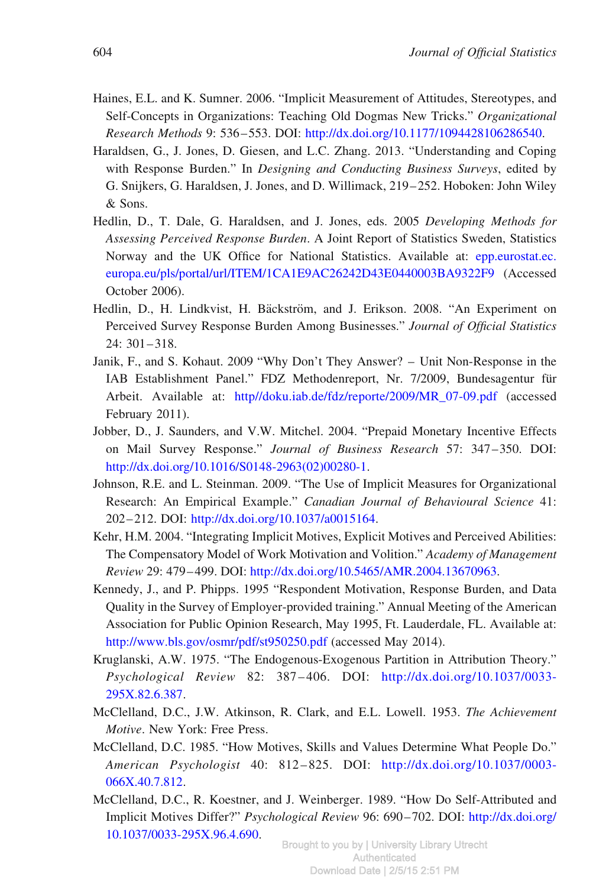Haines, E.L. and K. Sumner. 2006. "Implicit Measurement of Attitudes, Stereotypes, and Self-Concepts in Organizations: Teaching Old Dogmas New Tricks." *Organizational Research Methods* 9: 536–553. DOI: http://dx.doi.org/10.1177/1094428106286540.

Haraldsen, G., J. Jones, D. Giesen, and L.C. Zhang. 2013. "Understanding and Coping with Response Burden." In *Designing and Conducting Business Surveys*, edited by G. Snijkers, G. Haraldsen, J. Jones, and D. Willimack, 219–252. Hoboken: John Wiley & Sons.

Hedlin, D., T. Dale, G. Haraldsen, and J. Jones, eds. 2005 *Developing Methods for Assessing Perceived Response Burden*. A Joint Report of Statistics Sweden, Statistics Norway and the UK Office for National Statistics. Available at: epp.eurostat.ec.europa.eu/pls/portal/url/ITEM/1CA1E9AC26242D43E0440003BA9322F9 (Accessed October 2006).

Hedlin, D., H. Lindkvist, H. Bäckström, and J. Erikson. 2008. "An Experiment on Perceived Survey Response Burden Among Businesses." *Journal of Official Statistics* 24: 301–318.

Janik, F., and S. Kohaut. 2009 "Why Don't They Answer? – Unit Non-Response in the IAB Establishment Panel." FDZ Methodenreport, Nr. 7/2009, Bundesagentur für Arbeit. Available at: http//doku.iab.de/fdz/reporte/2009/MR_07-09.pdf (accessed February 2011).

Jobber, D., J. Saunders, and V.W. Mitchel. 2004. "Prepaid Monetary Incentive Effects on Mail Survey Response." *Journal of Business Research* 57: 347–350. DOI: http://dx.doi.org/10.1016/S0148-2963(02)00280-1.

Johnson, R.E. and L. Steinman. 2009. "The Use of Implicit Measures for Organizational Research: An Empirical Example." *Canadian Journal of Behavioural Science* 41: 202–212. DOI: http://dx.doi.org/10.1037/a0015164.

Kehr, H.M. 2004. "Integrating Implicit Motives, Explicit Motives and Perceived Abilities: The Compensatory Model of Work Motivation and Volition." *Academy of Management Review* 29: 479–499. DOI: http://dx.doi.org/10.5465/AMR.2004.13670963.

Kennedy, J., and P. Phipps. 1995 "Respondent Motivation, Response Burden, and Data Quality in the Survey of Employer-provided training." Annual Meeting of the American Association for Public Opinion Research, May 1995, Ft. Lauderdale, FL. Available at: http://www.bls.gov/osmr/pdf/st950250.pdf (accessed May 2014).

Kruglanski, A.W. 1975. "The Endogenous-Exogenous Partition in Attribution Theory." *Psychological Review* 82: 387–406. DOI: http://dx.doi.org/10.1037/0033-295X.82.6.387.

McClelland, D.C., J.W. Atkinson, R. Clark, and E.L. Lowell. 1953. *The Achievement Motive*. New York: Free Press.

McClelland, D.C. 1985. "How Motives, Skills and Values Determine What People Do." *American Psychologist* 40: 812–825. DOI: http://dx.doi.org/10.1037/0003-066X.40.7.812.

McClelland, D.C., R. Koestner, and J. Weinberger. 1989. "How Do Self-Attributed and Implicit Motives Differ?" *Psychological Review* 96: 690–702. DOI: http://dx.doi.org/10.1037/0033-295X.96.4.690.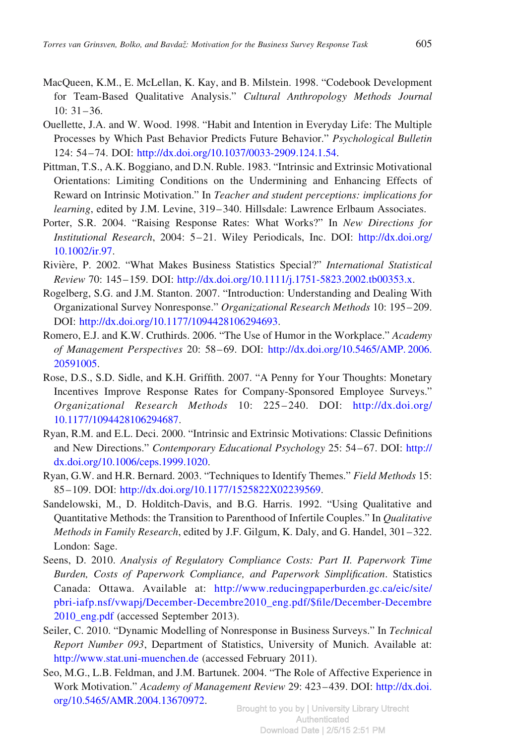MacQueen, K.M., E. McLellan, K. Kay, and B. Milstein. 1998. "Codebook Development for Team-Based Qualitative Analysis." *Cultural Anthropology Methods Journal* 10: 31–36.

Ouellette, J.A. and W. Wood. 1998. "Habit and Intention in Everyday Life: The Multiple Processes by Which Past Behavior Predicts Future Behavior." *Psychological Bulletin* 124: 54–74. DOI: http://dx.doi.org/10.1037/0033-2909.124.1.54.

Pittman, T.S., A.K. Boggiano, and D.N. Ruble. 1983. "Intrinsic and Extrinsic Motivational Orientations: Limiting Conditions on the Undermining and Enhancing Effects of Reward on Intrinsic Motivation." In *Teacher and student perceptions: implications for learning*, edited by J.M. Levine, 319–340. Hillsdale: Lawrence Erlbaum Associates.

Porter, S.R. 2004. "Raising Response Rates: What Works?" In *New Directions for Institutional Research*, 2004: 5–21. Wiley Periodicals, Inc. DOI: http://dx.doi.org/10.1002/ir.97.

Rivière, P. 2002. "What Makes Business Statistics Special?" *International Statistical Review* 70: 145–159. DOI: http://dx.doi.org/10.1111/j.1751-5823.2002.tb00353.x.

Rogelberg, S.G. and J.M. Stanton. 2007. "Introduction: Understanding and Dealing With Organizational Survey Nonresponse." *Organizational Research Methods* 10: 195–209. DOI: http://dx.doi.org/10.1177/1094428106294693.

Romero, E.J. and K.W. Cruthirds. 2006. "The Use of Humor in the Workplace." *Academy of Management Perspectives* 20: 58–69. DOI: http://dx.doi.org/10.5465/AMP. 2006.20591005.

Rose, D.S., S.D. Sidle, and K.H. Griffith. 2007. "A Penny for Your Thoughts: Monetary Incentives Improve Response Rates for Company-Sponsored Employee Surveys." *Organizational Research Methods* 10: 225–240. DOI: http://dx.doi.org/10.1177/1094428106294687.

Ryan, R.M. and E.L. Deci. 2000. "Intrinsic and Extrinsic Motivations: Classic Definitions and New Directions." *Contemporary Educational Psychology* 25: 54–67. DOI: http://dx.doi.org/10.1006/ceps.1999.1020.

Ryan, G.W. and H.R. Bernard. 2003. "Techniques to Identify Themes." *Field Methods* 15: 85–109. DOI: http://dx.doi.org/10.1177/1525822X02239569.

Sandelowski, M., D. Holditch-Davis, and B.G. Harris. 1992. "Using Qualitative and Quantitative Methods: the Transition to Parenthood of Infertile Couples." In *Qualitative Methods in Family Research*, edited by J.F. Gilgum, K. Daly, and G. Handel, 301–322. London: Sage.

Seens, D. 2010. *Analysis of Regulatory Compliance Costs: Part II. Paperwork Time Burden, Costs of Paperwork Compliance, and Paperwork Simplification*. Statistics Canada: Ottawa. Available at: http://www.reducingpaperburden.gc.ca/eic/site/pbri-iafp.nsf/vwapj/December-Decembre2010_eng.pdf/$file/December-Decembre2010_eng.pdf (accessed September 2013).

Seiler, C. 2010. "Dynamic Modelling of Nonresponse in Business Surveys." In *Technical Report Number 093*, Department of Statistics, University of Munich. Available at: http://www.stat.uni-muenchen.de (accessed February 2011).

Seo, M.G., L.B. Feldman, and J.M. Bartunek. 2004. "The Role of Affective Experience in Work Motivation." *Academy of Management Review* 29: 423–439. DOI: http://dx.doi.org/10.5465/AMR.2004.13670972.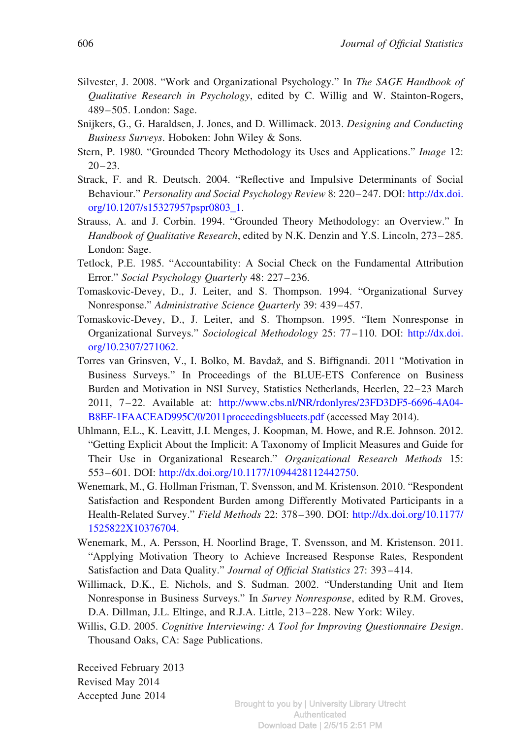Silvester, J. 2008. "Work and Organizational Psychology." In *The SAGE Handbook of Qualitative Research in Psychology*, edited by C. Willig and W. Stainton-Rogers, 489–505. London: Sage.

Snijkers, G., G. Haraldsen, J. Jones, and D. Willimack. 2013. *Designing and Conducting Business Surveys*. Hoboken: John Wiley & Sons.

Stern, P. 1980. "Grounded Theory Methodology its Uses and Applications." *Image* 12: 20–23.

Strack, F. and R. Deutsch. 2004. "Reflective and Impulsive Determinants of Social Behaviour." *Personality and Social Psychology Review* 8: 220–247. DOI: http://dx.doi.org/10.1207/s15327957pspr0803_1.

Strauss, A. and J. Corbin. 1994. "Grounded Theory Methodology: an Overview." In *Handbook of Qualitative Research*, edited by N.K. Denzin and Y.S. Lincoln, 273–285. London: Sage.

Tetlock, P.E. 1985. "Accountability: A Social Check on the Fundamental Attribution Error." *Social Psychology Quarterly* 48: 227–236.

Tomaskovic-Devey, D., J. Leiter, and S. Thompson. 1994. "Organizational Survey Nonresponse." *Administrative Science Quarterly* 39: 439–457.

Tomaskovic-Devey, D., J. Leiter, and S. Thompson. 1995. "Item Nonresponse in Organizational Surveys." *Sociological Methodology* 25: 77–110. DOI: http://dx.doi.org/10.2307/271062.

Torres van Grinsven, V., I. Bolko, M. Bavdaž, and S. Biffignandi. 2011 "Motivation in Business Surveys." In Proceedings of the BLUE-ETS Conference on Business Burden and Motivation in NSI Survey, Statistics Netherlands, Heerlen, 22–23 March 2011, 7–22. Available at: http://www.cbs.nl/NR/rdonlyres/23FD3DF5-6696-4A04-B8EF-1FAACEAD995C/0/2011proceedingsblueets.pdf (accessed May 2014).

Uhlmann, E.L., K. Leavitt, J.I. Menges, J. Koopman, M. Howe, and R.E. Johnson. 2012. "Getting Explicit About the Implicit: A Taxonomy of Implicit Measures and Guide for Their Use in Organizational Research." *Organizational Research Methods* 15: 553–601. DOI: http://dx.doi.org/10.1177/1094428112442750.

Wenemark, M., G. Hollman Frisman, T. Svensson, and M. Kristenson. 2010. "Respondent Satisfaction and Respondent Burden among Differently Motivated Participants in a Health-Related Survey." *Field Methods* 22: 378–390. DOI: http://dx.doi.org/10.1177/1525822X10376704.

Wenemark, M., A. Persson, H. Noorlind Brage, T. Svensson, and M. Kristenson. 2011. "Applying Motivation Theory to Achieve Increased Response Rates, Respondent Satisfaction and Data Quality." *Journal of Official Statistics* 27: 393–414.

Willimack, D.K., E. Nichols, and S. Sudman. 2002. "Understanding Unit and Item Nonresponse in Business Surveys." In *Survey Nonresponse*, edited by R.M. Groves, D.A. Dillman, J.L. Eltinge, and R.J.A. Little, 213–228. New York: Wiley.

Willis, G.D. 2005. *Cognitive Interviewing: A Tool for Improving Questionnaire Design*. Thousand Oaks, CA: Sage Publications.

Received February 2013
Revised May 2014
Accepted June 2014